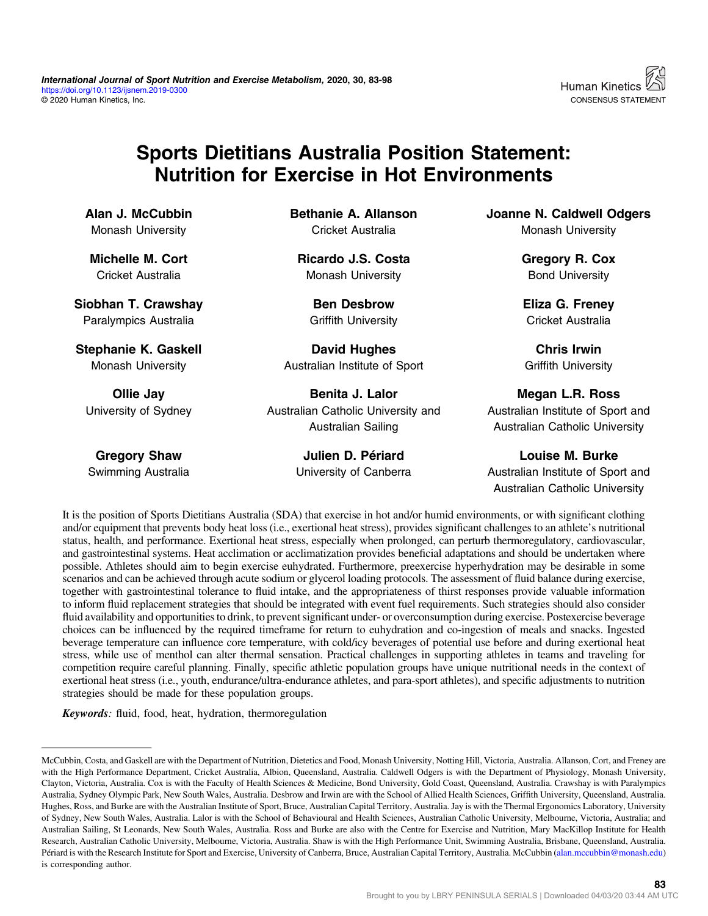# Sports Dietitians Australia Position Statement: Nutrition for Exercise in Hot Environments

**Alan J. McCubbin**
Monash University

**Bethanie A. Allanson**
Cricket Australia

**Joanne N. Caldwell Odgers**
Monash University

**Michelle M. Cort**
Cricket Australia

**Ricardo J.S. Costa**
Monash University

**Gregory R. Cox**
Bond University

**Siobhan T. Crawshay**
Paralympics Australia

**Ben Desbrow**
Griffith University

**Eliza G. Freney**
Cricket Australia

**Stephanie K. Gaskell**
Monash University

**David Hughes**
Australian Institute of Sport

**Chris Irwin**
Griffith University

**Ollie Jay**
University of Sydney

**Benita J. Lalor**
Australian Catholic University and Australian Sailing

**Megan L.R. Ross**
Australian Institute of Sport and Australian Catholic University

**Gregory Shaw**
Swimming Australia

**Julien D. Périard**
University of Canberra

**Louise M. Burke**
Australian Institute of Sport and Australian Catholic University

It is the position of Sports Dietitians Australia (SDA) that exercise in hot and/or humid environments, or with significant clothing and/or equipment that prevents body heat loss (i.e., exertional heat stress), provides significant challenges to an athlete's nutritional status, health, and performance. Exertional heat stress, especially when prolonged, can perturb thermoregulatory, cardiovascular, and gastrointestinal systems. Heat acclimation or acclimatization provides beneficial adaptations and should be undertaken where possible. Athletes should aim to begin exercise euhydrated. Furthermore, preexercise hyperhydration may be desirable in some scenarios and can be achieved through acute sodium or glycerol loading protocols. The assessment of fluid balance during exercise, together with gastrointestinal tolerance to fluid intake, and the appropriateness of thirst responses provide valuable information to inform fluid replacement strategies that should be integrated with event fuel requirements. Such strategies should also consider fluid availability and opportunities to drink, to prevent significant under- or overconsumption during exercise. Postexercise beverage choices can be influenced by the required timeframe for return to euhydration and co-ingestion of meals and snacks. Ingested beverage temperature can influence core temperature, with cold/icy beverages of potential use before and during exertional heat stress, while use of menthol can alter thermal sensation. Practical challenges in supporting athletes in teams and traveling for competition require careful planning. Finally, specific athletic population groups have unique nutritional needs in the context of exertional heat stress (i.e., youth, endurance/ultra-endurance athletes, and para-sport athletes), and specific adjustments to nutrition strategies should be made for these population groups.

***Keywords*:** fluid, food, heat, hydration, thermoregulation

---

McCubbin, Costa, and Gaskell are with the Department of Nutrition, Dietetics and Food, Monash University, Notting Hill, Victoria, Australia. Allanson, Cort, and Freney are with the High Performance Department, Cricket Australia, Albion, Queensland, Australia. Caldwell Odgers is with the Department of Physiology, Monash University, Clayton, Victoria, Australia. Cox is with the Faculty of Health Sciences & Medicine, Bond University, Gold Coast, Queensland, Australia. Crawshay is with Paralympics Australia, Sydney Olympic Park, New South Wales, Australia. Desbrow and Irwin are with the School of Allied Health Sciences, Griffith University, Queensland, Australia. Hughes, Ross, and Burke are with the Australian Institute of Sport, Bruce, Australian Capital Territory, Australia. Jay is with the Thermal Ergonomics Laboratory, University of Sydney, New South Wales, Australia. Lalor is with the School of Behavioural and Health Sciences, Australian Catholic University, Melbourne, Victoria, Australia; and Australian Sailing, St Leonards, New South Wales, Australia. Ross and Burke are also with the Centre for Exercise and Nutrition, Mary MacKillop Institute for Health Research, Australian Catholic University, Melbourne, Victoria, Australia. Shaw is with the High Performance Unit, Swimming Australia, Brisbane, Queensland, Australia. Périard is with the Research Institute for Sport and Exercise, University of Canberra, Bruce, Australian Capital Territory, Australia. McCubbin (alan.mccubbin@monash.edu) is corresponding author.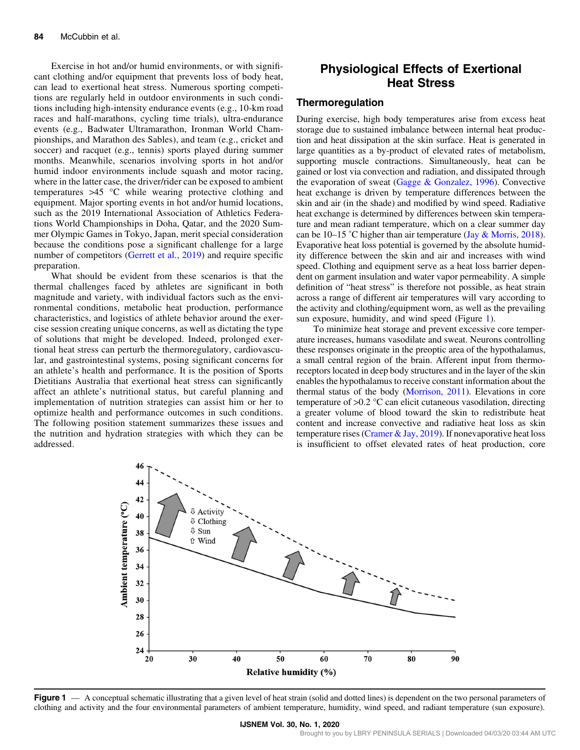Exercise in hot and/or humid environments, or with significant clothing and/or equipment that prevents loss of body heat, can lead to exertional heat stress. Numerous sporting competitions are regularly held in outdoor environments in such conditions including high-intensity endurance events (e.g., 10-km road races and half-marathons, cycling time trials), ultra-endurance events (e.g., Badwater Ultramarathon, Ironman World Championships, and Marathon des Sables), and team (e.g., cricket and soccer) and racquet (e.g., tennis) sports played during summer months. Meanwhile, scenarios involving sports in hot and/or humid indoor environments include squash and motor racing, where in the latter case, the driver/rider can be exposed to ambient temperatures >45 °C while wearing protective clothing and equipment. Major sporting events in hot and/or humid locations, such as the 2019 International Association of Athletics Federations World Championships in Doha, Qatar, and the 2020 Summer Olympic Games in Tokyo, Japan, merit special consideration because the conditions pose a significant challenge for a large number of competitors (Gerrett et al., 2019) and require specific preparation.

What should be evident from these scenarios is that the thermal challenges faced by athletes are significant in both magnitude and variety, with individual factors such as the environmental conditions, metabolic heat production, performance characteristics, and logistics of athlete behavior around the exercise session creating unique concerns, as well as dictating the type of solutions that might be developed. Indeed, prolonged exertional heat stress can perturb the thermoregulatory, cardiovascular, and gastrointestinal systems, posing significant concerns for an athlete's health and performance. It is the position of Sports Dietitians Australia that exertional heat stress can significantly affect an athlete's nutritional status, but careful planning and implementation of nutrition strategies can assist him or her to optimize health and performance outcomes in such conditions. The following position statement summarizes these issues and the nutrition and hydration strategies with which they can be addressed.

## Physiological Effects of Exertional Heat Stress

### Thermoregulation

During exercise, high body temperatures arise from excess heat storage due to sustained imbalance between internal heat production and heat dissipation at the skin surface. Heat is generated in large quantities as a by-product of elevated rates of metabolism, supporting muscle contractions. Simultaneously, heat can be gained or lost via convection and radiation, and dissipated through the evaporation of sweat (Gagge & Gonzalez, 1996). Convective heat exchange is driven by temperature differences between the skin and air (in the shade) and modified by wind speed. Radiative heat exchange is determined by differences between skin temperature and mean radiant temperature, which on a clear summer day can be 10–15 °C higher than air temperature (Jay & Morris, 2018). Evaporative heat loss potential is governed by the absolute humidity difference between the skin and air and increases with wind speed. Clothing and equipment serve as a heat loss barrier dependent on garment insulation and water vapor permeability. A simple definition of "heat stress" is therefore not possible, as heat strain across a range of different air temperatures will vary according to the activity and clothing/equipment worn, as well as the prevailing sun exposure, humidity, and wind speed (Figure 1).

To minimize heat storage and prevent excessive core temperature increases, humans vasodilate and sweat. Neurons controlling these responses originate in the preoptic area of the hypothalamus, a small central region of the brain. Afferent input from thermoreceptors located in deep body structures and in the layer of the skin enables the hypothalamus to receive constant information about the thermal status of the body (Morrison, 2011). Elevations in core temperature of >0.2 °C can elicit cutaneous vasodilation, directing a greater volume of blood toward the skin to redistribute heat content and increase convective and radiative heat loss as skin temperature rises (Cramer & Jay, 2019). If nonevaporative heat loss is insufficient to offset elevated rates of heat production, core

**Figure 1** — A conceptual schematic illustrating that a given level of heat strain (solid and dotted lines) is dependent on the two personal parameters of clothing and activity and the four environmental parameters of ambient temperature, humidity, wind speed, and radiant temperature (sun exposure).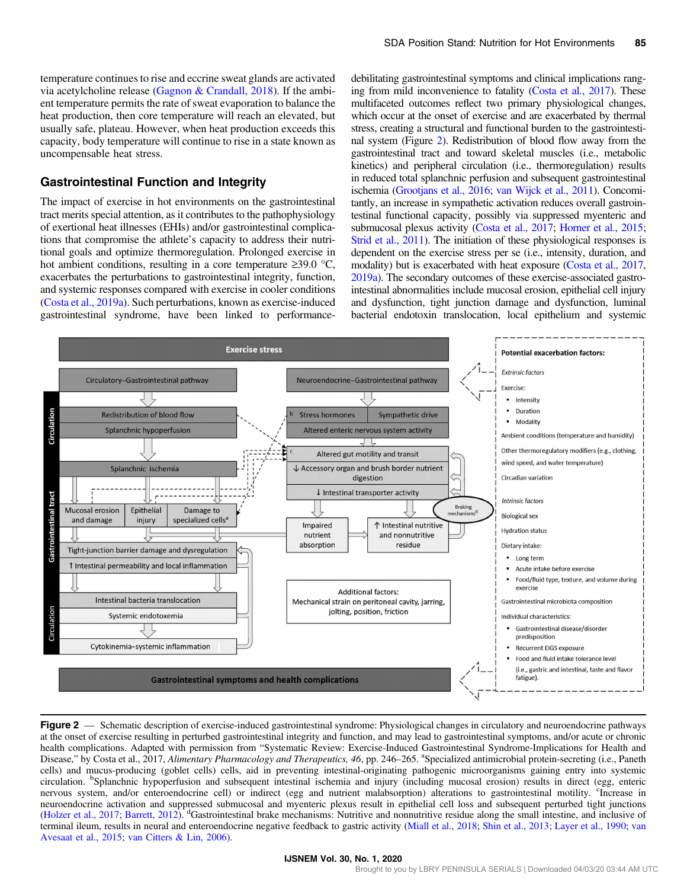temperature continues to rise and eccrine sweat glands are activated via acetylcholine release (Gagnon & Crandall, 2018). If the ambient temperature permits the rate of sweat evaporation to balance the heat production, then core temperature will reach an elevated, but usually safe, plateau. However, when heat production exceeds this capacity, body temperature will continue to rise in a state known as uncompensable heat stress.

## Gastrointestinal Function and Integrity

The impact of exercise in hot environments on the gastrointestinal tract merits special attention, as it contributes to the pathophysiology of exertional heat illnesses (EHIs) and/or gastrointestinal complications that compromise the athlete's capacity to address their nutritional goals and optimize thermoregulation. Prolonged exercise in hot ambient conditions, resulting in a core temperature ≥39.0 °C, exacerbates the perturbations to gastrointestinal integrity, function, and systemic responses compared with exercise in cooler conditions (Costa et al., 2019a). Such perturbations, known as exercise-induced gastrointestinal syndrome, have been linked to performance-debilitating gastrointestinal symptoms and clinical implications ranging from mild inconvenience to fatality (Costa et al., 2017). These multifaceted outcomes reflect two primary physiological changes, which occur at the onset of exercise and are exacerbated by thermal stress, creating a structural and functional burden to the gastrointestinal system (Figure 2). Redistribution of blood flow away from the gastrointestinal tract and toward skeletal muscles (i.e., metabolic kinetics) and peripheral circulation (i.e., thermoregulation) results in reduced total splanchnic perfusion and subsequent gastrointestinal ischemia (Grootjans et al., 2016; van Wijck et al., 2011). Concomitantly, an increase in sympathetic activation reduces overall gastrointestinal functional capacity, possibly via suppressed myenteric and submucosal plexus activity (Costa et al., 2017; Horner et al., 2015; Strid et al., 2011). The initiation of these physiological responses is dependent on the exercise stress per se (i.e., intensity, duration, and modality) but is exacerbated with heat exposure (Costa et al., 2017, 2019a). The secondary outcomes of these exercise-associated gastrointestinal abnormalities include mucosal erosion, epithelial cell injury and dysfunction, tight junction damage and dysfunction, luminal bacterial endotoxin translocation, local epithelium and systemic

**Figure 2** — Schematic description of exercise-induced gastrointestinal syndrome: Physiological changes in circulatory and neuroendocrine pathways at the onset of exercise resulting in perturbed gastrointestinal integrity and function, and may lead to gastrointestinal symptoms, and/or acute or chronic health complications. Adapted with permission from "Systematic Review: Exercise-Induced Gastrointestinal Syndrome-Implications for Health and Disease," by Costa et al., 2017, *Alimentary Pharmacology and Therapeutics, 46*, pp. 246–265. [a]Specialized antimicrobial protein-secreting (i.e., Paneth cells) and mucus-producing (goblet cells) cells, aid in preventing intestinal-originating pathogenic microorganisms gaining entry into systemic circulation. [b]Splanchnic hypoperfusion and subsequent intestinal ischemia and injury (including mucosal erosion) results in direct (egg, enteric nervous system, and/or enteroendocrine cell) or indirect (egg and nutrient malabsorption) alterations to gastrointestinal motility. [c]Increase in neuroendocrine activation and suppressed submucosal and myenteric plexus result in epithelial cell loss and subsequent perturbed tight junctions (Holzer et al., 2017; Barrett, 2012). [d]Gastrointestinal brake mechanisms: Nutritive and nonnutritive residue along the small intestine, and inclusive of terminal ileum, results in neural and enteroendocrine negative feedback to gastric activity (Miall et al., 2018; Shin et al., 2013; Layer et al., 1990; van Avesaat et al., 2015; van Citters & Lin, 2006).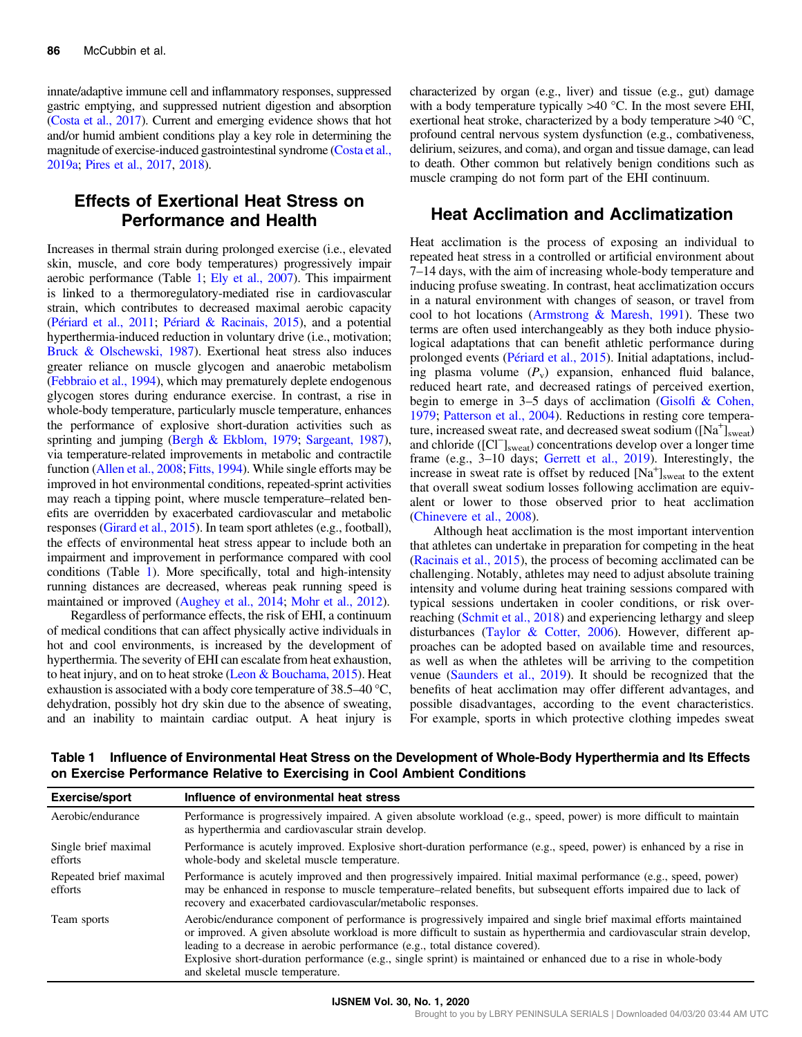innate/adaptive immune cell and inflammatory responses, suppressed gastric emptying, and suppressed nutrient digestion and absorption (Costa et al., 2017). Current and emerging evidence shows that hot and/or humid ambient conditions play a key role in determining the magnitude of exercise-induced gastrointestinal syndrome (Costa et al., 2019a; Pires et al., 2017, 2018).

## Effects of Exertional Heat Stress on Performance and Health

Increases in thermal strain during prolonged exercise (i.e., elevated skin, muscle, and core body temperatures) progressively impair aerobic performance (Table 1; Ely et al., 2007). This impairment is linked to a thermoregulatory-mediated rise in cardiovascular strain, which contributes to decreased maximal aerobic capacity (Périard et al., 2011; Périard & Racinais, 2015), and a potential hyperthermia-induced reduction in voluntary drive (i.e., motivation; Bruck & Olschewski, 1987). Exertional heat stress also induces greater reliance on muscle glycogen and anaerobic metabolism (Febbraio et al., 1994), which may prematurely deplete endogenous glycogen stores during endurance exercise. In contrast, a rise in whole-body temperature, particularly muscle temperature, enhances the performance of explosive short-duration activities such as sprinting and jumping (Bergh & Ekblom, 1979; Sargeant, 1987), via temperature-related improvements in metabolic and contractile function (Allen et al., 2008; Fitts, 1994). While single efforts may be improved in hot environmental conditions, repeated-sprint activities may reach a tipping point, where muscle temperature–related benefits are overridden by exacerbated cardiovascular and metabolic responses (Girard et al., 2015). In team sport athletes (e.g., football), the effects of environmental heat stress appear to include both an impairment and improvement in performance compared with cool conditions (Table 1). More specifically, total and high-intensity running distances are decreased, whereas peak running speed is maintained or improved (Aughey et al., 2014; Mohr et al., 2012).

Regardless of performance effects, the risk of EHI, a continuum of medical conditions that can affect physically active individuals in hot and cool environments, is increased by the development of hyperthermia. The severity of EHI can escalate from heat exhaustion, to heat injury, and on to heat stroke (Leon & Bouchama, 2015). Heat exhaustion is associated with a body core temperature of 38.5–40 °C, dehydration, possibly hot dry skin due to the absence of sweating, and an inability to maintain cardiac output. A heat injury is characterized by organ (e.g., liver) and tissue (e.g., gut) damage with a body temperature typically >40 °C. In the most severe EHI, exertional heat stroke, characterized by a body temperature >40 °C, profound central nervous system dysfunction (e.g., combativeness, delirium, seizures, and coma), and organ and tissue damage, can lead to death. Other common but relatively benign conditions such as muscle cramping do not form part of the EHI continuum.

## Heat Acclimation and Acclimatization

Heat acclimation is the process of exposing an individual to repeated heat stress in a controlled or artificial environment about 7–14 days, with the aim of increasing whole-body temperature and inducing profuse sweating. In contrast, heat acclimatization occurs in a natural environment with changes of season, or travel from cool to hot locations (Armstrong & Maresh, 1991). These two terms are often used interchangeably as they both induce physiological adaptations that can benefit athletic performance during prolonged events (Périard et al., 2015). Initial adaptations, including plasma volume ($P_v$) expansion, enhanced fluid balance, reduced heart rate, and decreased ratings of perceived exertion, begin to emerge in 3–5 days of acclimation (Gisolfi & Cohen, 1979; Patterson et al., 2004). Reductions in resting core temperature, increased sweat rate, and decreased sweat sodium ($[Na^+]_{sweat}$) and chloride ($[Cl^-]_{sweat}$) concentrations develop over a longer time frame (e.g., 3–10 days; Gerrett et al., 2019). Interestingly, the increase in sweat rate is offset by reduced $[Na^+]_{sweat}$ to the extent that overall sweat sodium losses following acclimation are equivalent or lower to those observed prior to heat acclimation (Chinevere et al., 2008).

Although heat acclimation is the most important intervention that athletes can undertake in preparation for competing in the heat (Racinais et al., 2015), the process of becoming acclimated can be challenging. Notably, athletes may need to adjust absolute training intensity and volume during heat training sessions compared with typical sessions undertaken in cooler conditions, or risk overreaching (Schmit et al., 2018) and experiencing lethargy and sleep disturbances (Taylor & Cotter, 2006). However, different approaches can be adopted based on available time and resources, as well as when the athletes will be arriving to the competition venue (Saunders et al., 2019). It should be recognized that the benefits of heat acclimation may offer different advantages, and possible disadvantages, according to the event characteristics. For example, sports in which protective clothing impedes sweat

**Table 1 Influence of Environmental Heat Stress on the Development of Whole-Body Hyperthermia and Its Effects on Exercise Performance Relative to Exercising in Cool Ambient Conditions**

| Exercise/sport | Influence of environmental heat stress |
|---|---|
| Aerobic/endurance | Performance is progressively impaired. A given absolute workload (e.g., speed, power) is more difficult to maintain as hyperthermia and cardiovascular strain develop. |
| Single brief maximal efforts | Performance is acutely improved. Explosive short-duration performance (e.g., speed, power) is enhanced by a rise in whole-body and skeletal muscle temperature. |
| Repeated brief maximal efforts | Performance is acutely improved and then progressively impaired. Initial maximal performance (e.g., speed, power) may be enhanced in response to muscle temperature–related benefits, but subsequent efforts impaired due to lack of recovery and exacerbated cardiovascular/metabolic responses. |
| Team sports | Aerobic/endurance component of performance is progressively impaired and single brief maximal efforts maintained or improved. A given absolute workload is more difficult to sustain as hyperthermia and cardiovascular strain develop, leading to a decrease in aerobic performance (e.g., total distance covered).<br>Explosive short-duration performance (e.g., single sprint) is maintained or enhanced due to a rise in whole-body and skeletal muscle temperature. |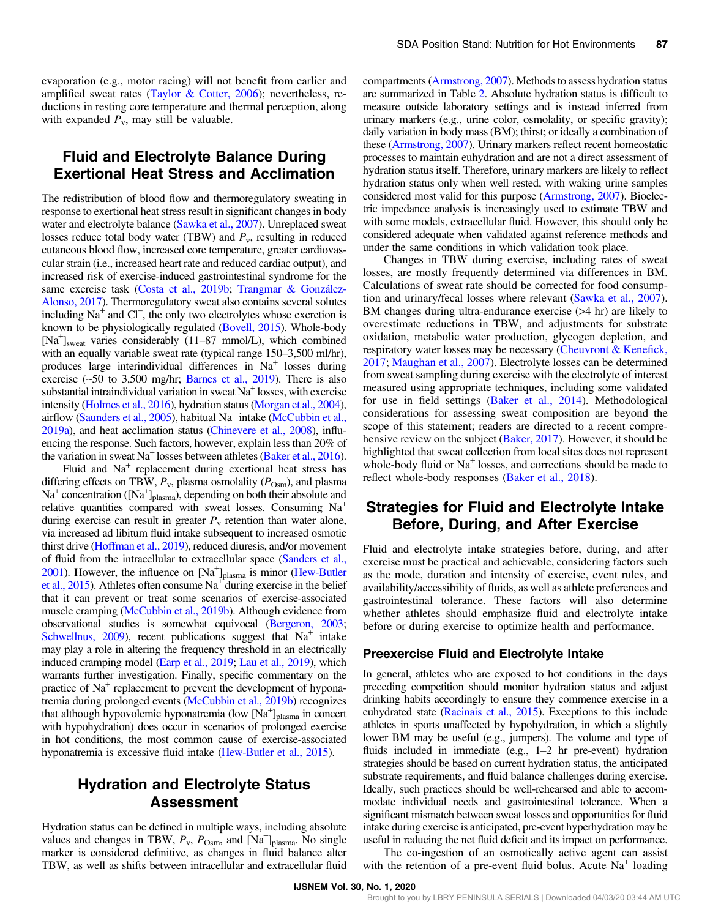evaporation (e.g., motor racing) will not benefit from earlier and amplified sweat rates (Taylor & Cotter, 2006); nevertheless, reductions in resting core temperature and thermal perception, along with expanded $P_v$, may still be valuable.

## Fluid and Electrolyte Balance During Exertional Heat Stress and Acclimation

The redistribution of blood flow and thermoregulatory sweating in response to exertional heat stress result in significant changes in body water and electrolyte balance (Sawka et al., 2007). Unreplaced sweat losses reduce total body water (TBW) and $P_v$, resulting in reduced cutaneous blood flow, increased core temperature, greater cardiovascular strain (i.e., increased heart rate and reduced cardiac output), and increased risk of exercise-induced gastrointestinal syndrome for the same exercise task (Costa et al., 2019b; Trangmar & González-Alonso, 2017). Thermoregulatory sweat also contains several solutes including $Na^+$ and $Cl^-$, the only two electrolytes whose excretion is known to be physiologically regulated (Bovell, 2015). Whole-body $[Na^+]_{sweat}$ varies considerably (11–87 mmol/L), which combined with an equally variable sweat rate (typical range 150–3,500 ml/hr), produces large interindividual differences in $Na^+$ losses during exercise (~50 to 3,500 mg/hr; Barnes et al., 2019). There is also substantial intraindividual variation in sweat $Na^+$ losses, with exercise intensity (Holmes et al., 2016), hydration status (Morgan et al., 2004), airflow (Saunders et al., 2005), habitual $Na^+$ intake (McCubbin et al., 2019a), and heat acclimation status (Chinevere et al., 2008), influencing the response. Such factors, however, explain less than 20% of the variation in sweat $Na^+$ losses between athletes (Baker et al., 2016).

Fluid and $Na^+$ replacement during exertional heat stress has differing effects on TBW, $P_v$, plasma osmolality ($P_{Osm}$), and plasma $Na^+$ concentration ($[Na^+]_{plasma}$), depending on both their absolute and relative quantities compared with sweat losses. Consuming $Na^+$ during exercise can result in greater $P_v$ retention than water alone, via increased ad libitum fluid intake subsequent to increased osmotic thirst drive (Hoffman et al., 2019), reduced diuresis, and/or movement of fluid from the intracellular to extracellular space (Sanders et al., 2001). However, the influence on $[Na^+]_{plasma}$ is minor (Hew-Butler et al., 2015). Athletes often consume $Na^+$ during exercise in the belief that it can prevent or treat some scenarios of exercise-associated muscle cramping (McCubbin et al., 2019b). Although evidence from observational studies is somewhat equivocal (Bergeron, 2003; Schwellnus, 2009), recent publications suggest that $Na^+$ intake may play a role in altering the frequency threshold in an electrically induced cramping model (Earp et al., 2019; Lau et al., 2019), which warrants further investigation. Finally, specific commentary on the practice of $Na^+$ replacement to prevent the development of hyponatremia during prolonged events (McCubbin et al., 2019b) recognizes that although hypovolemic hyponatremia (low $[Na^+]_{plasma}$ in concert with hypohydration) does occur in scenarios of prolonged exercise in hot conditions, the most common cause of exercise-associated hyponatremia is excessive fluid intake (Hew-Butler et al., 2015).

## Hydration and Electrolyte Status Assessment

Hydration status can be defined in multiple ways, including absolute values and changes in TBW, $P_v$, $P_{Osm}$, and $[Na^+]_{plasma}$. No single marker is considered definitive, as changes in fluid balance alter TBW, as well as shifts between intracellular and extracellular fluid compartments (Armstrong, 2007). Methods to assess hydration status are summarized in Table 2. Absolute hydration status is difficult to measure outside laboratory settings and is instead inferred from urinary markers (e.g., urine color, osmolality, or specific gravity); daily variation in body mass (BM); thirst; or ideally a combination of these (Armstrong, 2007). Urinary markers reflect recent homeostatic processes to maintain euhydration and are not a direct assessment of hydration status itself. Therefore, urinary markers are likely to reflect hydration status only when well rested, with waking urine samples considered most valid for this purpose (Armstrong, 2007). Bioelectric impedance analysis is increasingly used to estimate TBW and with some models, extracellular fluid. However, this should only be considered adequate when validated against reference methods and under the same conditions in which validation took place.

Changes in TBW during exercise, including rates of sweat losses, are mostly frequently determined via differences in BM. Calculations of sweat rate should be corrected for food consumption and urinary/fecal losses where relevant (Sawka et al., 2007). BM changes during ultra-endurance exercise (>4 hr) are likely to overestimate reductions in TBW, and adjustments for substrate oxidation, metabolic water production, glycogen depletion, and respiratory water losses may be necessary (Cheuvront & Kenefick, 2017; Maughan et al., 2007). Electrolyte losses can be determined from sweat sampling during exercise with the electrolyte of interest measured using appropriate techniques, including some validated for use in field settings (Baker et al., 2014). Methodological considerations for assessing sweat composition are beyond the scope of this statement; readers are directed to a recent comprehensive review on the subject (Baker, 2017). However, it should be highlighted that sweat collection from local sites does not represent whole-body fluid or $Na^+$ losses, and corrections should be made to reflect whole-body responses (Baker et al., 2018).

## Strategies for Fluid and Electrolyte Intake Before, During, and After Exercise

Fluid and electrolyte intake strategies before, during, and after exercise must be practical and achievable, considering factors such as the mode, duration and intensity of exercise, event rules, and availability/accessibility of fluids, as well as athlete preferences and gastrointestinal tolerance. These factors will also determine whether athletes should emphasize fluid and electrolyte intake before or during exercise to optimize health and performance.

### Preexercise Fluid and Electrolyte Intake

In general, athletes who are exposed to hot conditions in the days preceding competition should monitor hydration status and adjust drinking habits accordingly to ensure they commence exercise in a euhydrated state (Racinais et al., 2015). Exceptions to this include athletes in sports unaffected by hypohydration, in which a slightly lower BM may be useful (e.g., jumpers). The volume and type of fluids included in immediate (e.g., 1–2 hr pre-event) hydration strategies should be based on current hydration status, the anticipated substrate requirements, and fluid balance challenges during exercise. Ideally, such practices should be well-rehearsed and able to accommodate individual needs and gastrointestinal tolerance. When a significant mismatch between sweat losses and opportunities for fluid intake during exercise is anticipated, pre-event hyperhydration may be useful in reducing the net fluid deficit and its impact on performance.

The co-ingestion of an osmotically active agent can assist with the retention of a pre-event fluid bolus. Acute $Na^+$ loading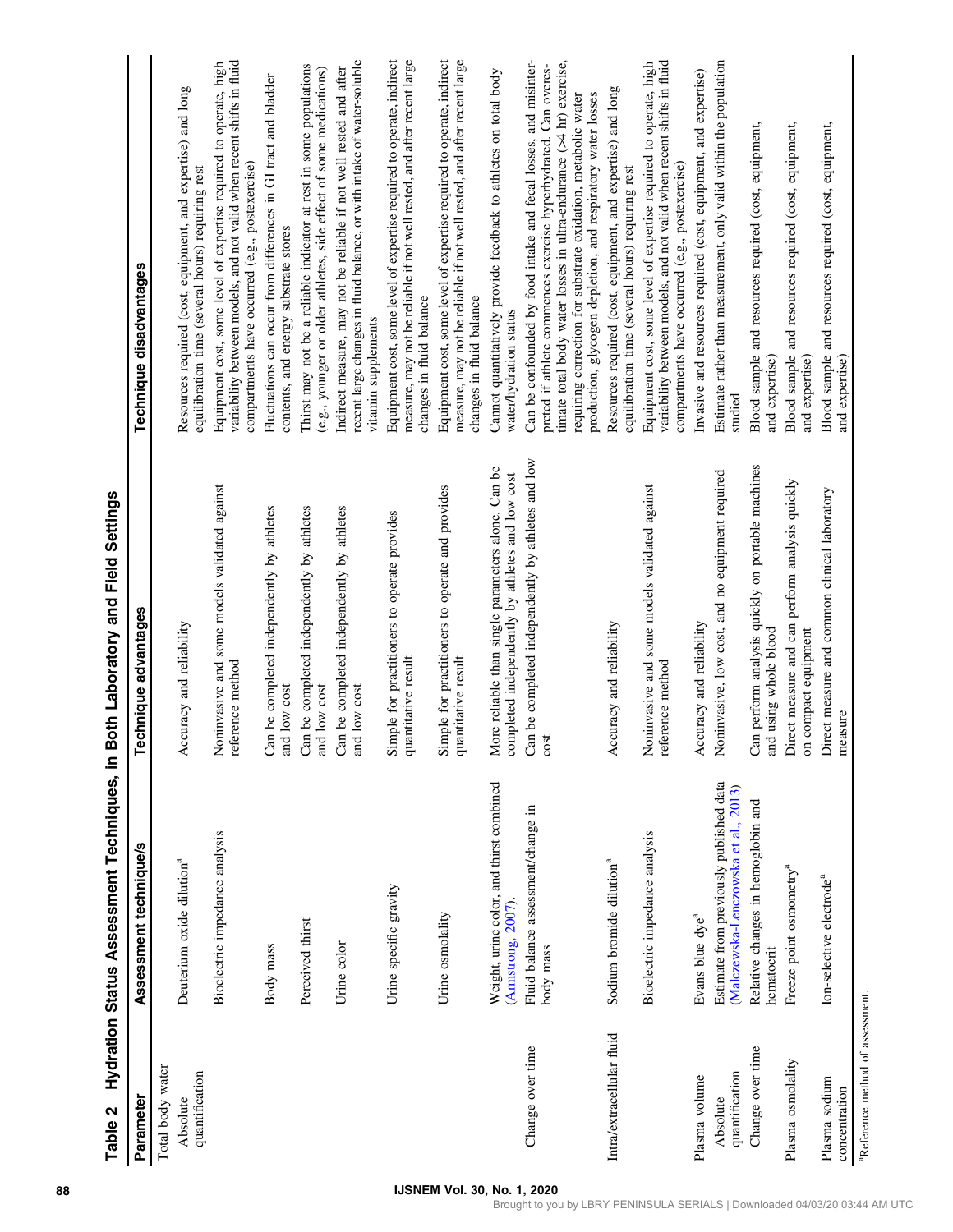**Table 2 Hydration Status Assessment Techniques, in Both Laboratory and Field Settings**

| Parameter | Assessment technique/s | Technique advantages | Technique disadvantages |
|---|---|---|---|
| Total body water | | | |
| Absolute quantification | Deuterium oxide dilution[a] | Accuracy and reliability | Resources required (cost, equipment, and expertise) and long equilibration time (several hours) requiring rest |
| | Bioelectric impedance analysis | Noninvasive and some models validated against reference method | Equipment cost, some level of expertise required to operate, high variability between models, and not valid when recent shifts in fluid compartments have occurred (e.g., postexercise) |
| | Body mass | Can be completed independently by athletes and low cost | Fluctuations can occur from differences in GI tract and bladder contents, and energy substrate stores |
| | Perceived thirst | Can be completed independently by athletes and low cost | Thirst may not be a reliable indicator at rest in some populations (e.g., younger or older athletes, side effect of some medications) |
| | Urine color | Can be completed independently by athletes and low cost | Indirect measure, may not be reliable if not well rested and after recent large changes in fluid balance, or with intake of water-soluble vitamin supplements |
| | Urine specific gravity | Simple for practitioners to operate provides quantitative result | Equipment cost, some level of expertise required to operate, indirect measure, may not be reliable if not well rested, and after recent large changes in fluid balance |
| | Urine osmolality | Simple for practitioners to operate and provides quantitative result | Equipment cost, some level of expertise required to operate, indirect measure, may not be reliable if not well rested, and after recent large changes in fluid balance |
| | Weight, urine color, and thirst combined (Armstrong, 2007). | More reliable than single parameters alone. Can be completed independently by athletes and low cost | Cannot quantitatively provide feedback to athletes on total body water/hydration status |
| Change over time | Fluid balance assessment/change in body mass | Can be completed independently by athletes and low cost | Can be confounded by food intake and fecal losses, and misinterpreted if athlete commences exercise hyperhydrated. Can overestimate total body water losses in ultra-endurance (>4 hr) exercise, requiring correction for substrate oxidation, metabolic water production, glycogen depletion, and respiratory water losses |
| Intra/extracellular fluid | Sodium bromide dilution[a] | Accuracy and reliability | Resources required (cost, equipment, and expertise) and long equilibration time (several hours) requiring rest |
| | Bioelectric impedance analysis | Noninvasive and some models validated against reference method | Equipment cost, some level of expertise required to operate, high variability between models, and not valid when recent shifts in fluid compartments have occurred (e.g., postexercise) |
| Plasma volume | | | |
| Absolute quantification | Evans blue dye[a] | Accuracy and reliability | Invasive and resources required (cost, equipment, and expertise) |
| | Estimate from previously published data (Malczewska-Lenczowska et al., 2013) | Noninvasive, low cost, and no equipment required | Estimate rather than measurement, only valid within the population studied |
| Change over time | Relative changes in hemoglobin and hematocrit | Can perform analysis quickly on portable machines and using whole blood | Blood sample and resources required (cost, equipment, and expertise) |
| Plasma osmolality | Freeze point osmometry[a] | Direct measure and can perform analysis quickly on compact equipment | Blood sample and resources required (cost, equipment, and expertise) |
| Plasma sodium concentration | Ion-selective electrode[a] | Direct measure and common clinical laboratory measure | Blood sample and resources required (cost, equipment, and expertise) |

[a]Reference method of assessment.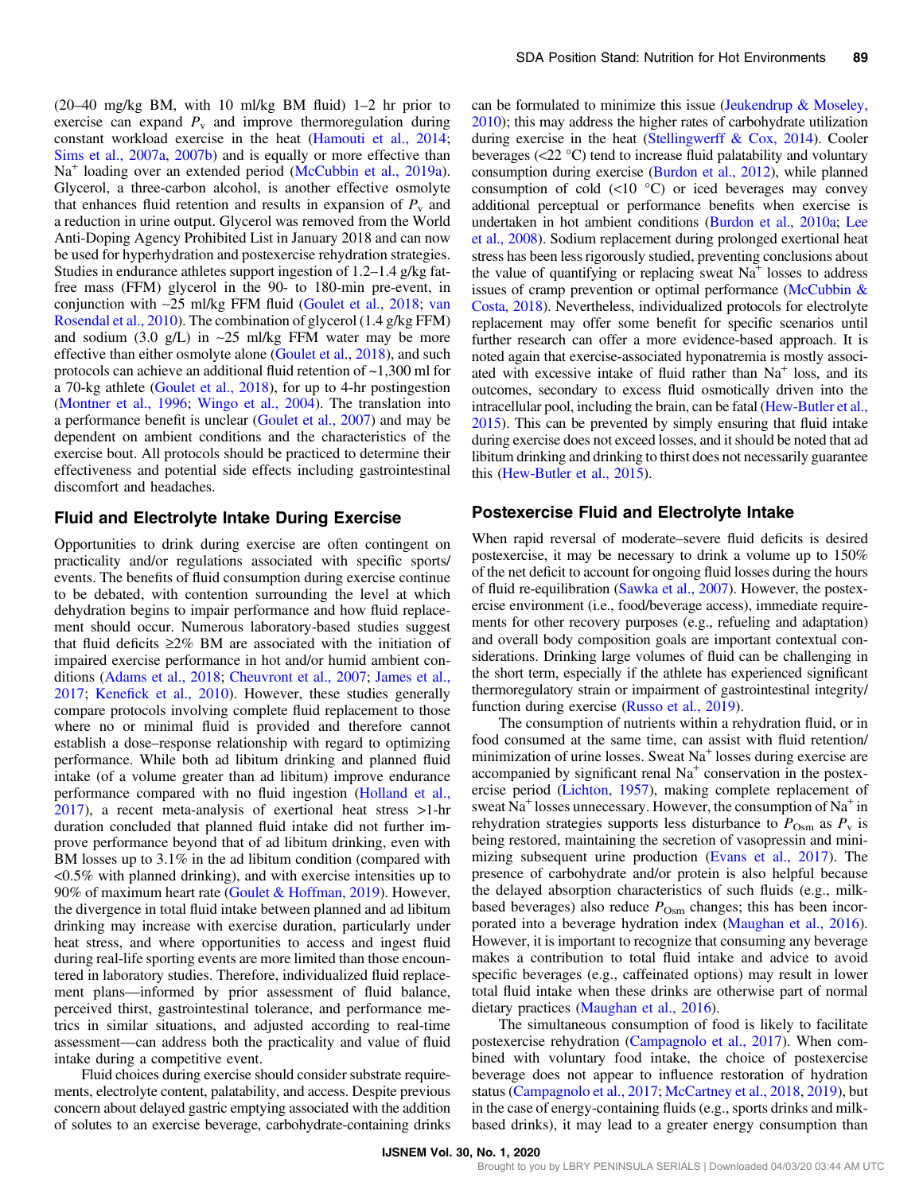(20–40 mg/kg BM, with 10 ml/kg BM fluid) 1–2 hr prior to exercise can expand $P_v$ and improve thermoregulation during constant workload exercise in the heat (Hamouti et al., 2014; Sims et al., 2007a, 2007b) and is equally or more effective than $Na^+$ loading over an extended period (McCubbin et al., 2019a). Glycerol, a three-carbon alcohol, is another effective osmolyte that enhances fluid retention and results in expansion of $P_v$ and a reduction in urine output. Glycerol was removed from the World Anti-Doping Agency Prohibited List in January 2018 and can now be used for hyperhydration and postexercise rehydration strategies. Studies in endurance athletes support ingestion of 1.2–1.4 g/kg fat-free mass (FFM) glycerol in the 90- to 180-min pre-event, in conjunction with ~25 ml/kg FFM fluid (Goulet et al., 2018; van Rosendal et al., 2010). The combination of glycerol (1.4 g/kg FFM) and sodium (3.0 g/L) in ~25 ml/kg FFM water may be more effective than either osmolyte alone (Goulet et al., 2018), and such protocols can achieve an additional fluid retention of ~1,300 ml for a 70-kg athlete (Goulet et al., 2018), for up to 4-hr postingestion (Montner et al., 1996; Wingo et al., 2004). The translation into a performance benefit is unclear (Goulet et al., 2007) and may be dependent on ambient conditions and the characteristics of the exercise bout. All protocols should be practiced to determine their effectiveness and potential side effects including gastrointestinal discomfort and headaches.

## Fluid and Electrolyte Intake During Exercise

Opportunities to drink during exercise are often contingent on practicality and/or regulations associated with specific sports/events. The benefits of fluid consumption during exercise continue to be debated, with contention surrounding the level at which dehydration begins to impair performance and how fluid replacement should occur. Numerous laboratory-based studies suggest that fluid deficits ≥2% BM are associated with the initiation of impaired exercise performance in hot and/or humid ambient conditions (Adams et al., 2018; Cheuvront et al., 2007; James et al., 2017; Kenefick et al., 2010). However, these studies generally compare protocols involving complete fluid replacement to those where no or minimal fluid is provided and therefore cannot establish a dose–response relationship with regard to optimizing performance. While both ad libitum drinking and planned fluid intake (of a volume greater than ad libitum) improve endurance performance compared with no fluid ingestion (Holland et al., 2017), a recent meta-analysis of exertional heat stress >1-hr duration concluded that planned fluid intake did not further improve performance beyond that of ad libitum drinking, even with BM losses up to 3.1% in the ad libitum condition (compared with <0.5% with planned drinking), and with exercise intensities up to 90% of maximum heart rate (Goulet & Hoffman, 2019). However, the divergence in total fluid intake between planned and ad libitum drinking may increase with exercise duration, particularly under heat stress, and where opportunities to access and ingest fluid during real-life sporting events are more limited than those encountered in laboratory studies. Therefore, individualized fluid replacement plans—informed by prior assessment of fluid balance, perceived thirst, gastrointestinal tolerance, and performance metrics in similar situations, and adjusted according to real-time assessment—can address both the practicality and value of fluid intake during a competitive event.

Fluid choices during exercise should consider substrate requirements, electrolyte content, palatability, and access. Despite previous concern about delayed gastric emptying associated with the addition of solutes to an exercise beverage, carbohydrate-containing drinks can be formulated to minimize this issue (Jeukendrup & Moseley, 2010); this may address the higher rates of carbohydrate utilization during exercise in the heat (Stellingwerff & Cox, 2014). Cooler beverages (<22 °C) tend to increase fluid palatability and voluntary consumption during exercise (Burdon et al., 2012), while planned consumption of cold (<10 °C) or iced beverages may convey additional perceptual or performance benefits when exercise is undertaken in hot ambient conditions (Burdon et al., 2010a; Lee et al., 2008). Sodium replacement during prolonged exertional heat stress has been less rigorously studied, preventing conclusions about the value of quantifying or replacing sweat $Na^+$ losses to address issues of cramp prevention or optimal performance (McCubbin & Costa, 2018). Nevertheless, individualized protocols for electrolyte replacement may offer some benefit for specific scenarios until further research can offer a more evidence-based approach. It is noted again that exercise-associated hyponatremia is mostly associated with excessive intake of fluid rather than $Na^+$ loss, and its outcomes, secondary to excess fluid osmotically driven into the intracellular pool, including the brain, can be fatal (Hew-Butler et al., 2015). This can be prevented by simply ensuring that fluid intake during exercise does not exceed losses, and it should be noted that ad libitum drinking and drinking to thirst does not necessarily guarantee this (Hew-Butler et al., 2015).

## Postexercise Fluid and Electrolyte Intake

When rapid reversal of moderate–severe fluid deficits is desired postexercise, it may be necessary to drink a volume up to 150% of the net deficit to account for ongoing fluid losses during the hours of fluid re-equilibration (Sawka et al., 2007). However, the postexercise environment (i.e., food/beverage access), immediate requirements for other recovery purposes (e.g., refueling and adaptation) and overall body composition goals are important contextual considerations. Drinking large volumes of fluid can be challenging in the short term, especially if the athlete has experienced significant thermoregulatory strain or impairment of gastrointestinal integrity/function during exercise (Russo et al., 2019).

The consumption of nutrients within a rehydration fluid, or in food consumed at the same time, can assist with fluid retention/minimization of urine losses. Sweat $Na^+$ losses during exercise are accompanied by significant renal $Na^+$ conservation in the postexercise period (Lichton, 1957), making complete replacement of sweat $Na^+$ losses unnecessary. However, the consumption of $Na^+$ in rehydration strategies supports less disturbance to $P_{Osm}$ as $P_v$ is being restored, maintaining the secretion of vasopressin and minimizing subsequent urine production (Evans et al., 2017). The presence of carbohydrate and/or protein is also helpful because the delayed absorption characteristics of such fluids (e.g., milk-based beverages) also reduce $P_{Osm}$ changes; this has been incorporated into a beverage hydration index (Maughan et al., 2016). However, it is important to recognize that consuming any beverage makes a contribution to total fluid intake and advice to avoid specific beverages (e.g., caffeinated options) may result in lower total fluid intake when these drinks are otherwise part of normal dietary practices (Maughan et al., 2016).

The simultaneous consumption of food is likely to facilitate postexercise rehydration (Campagnolo et al., 2017). When combined with voluntary food intake, the choice of postexercise beverage does not appear to influence restoration of hydration status (Campagnolo et al., 2017; McCartney et al., 2018, 2019), but in the case of energy-containing fluids (e.g., sports drinks and milk-based drinks), it may lead to a greater energy consumption than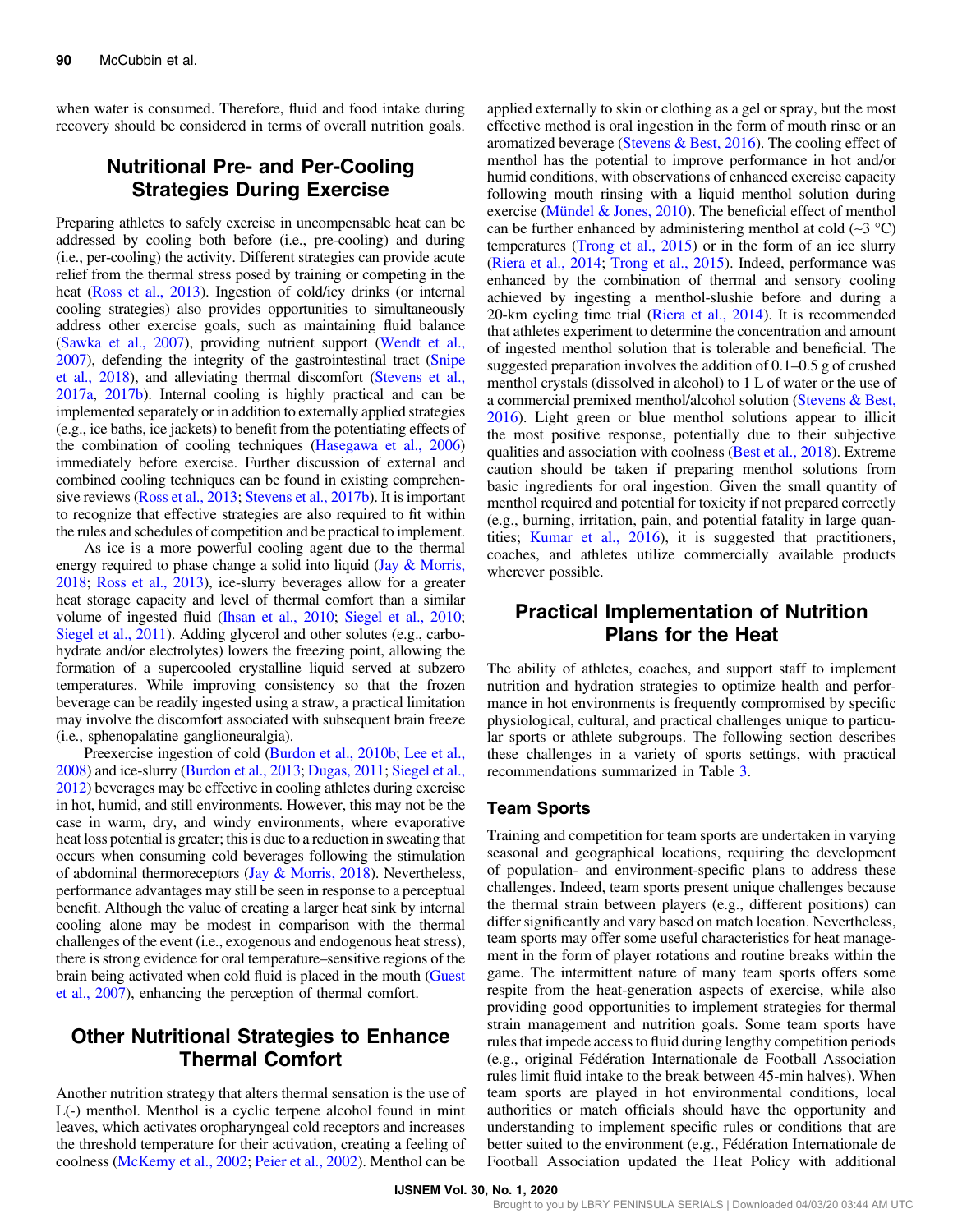when water is consumed. Therefore, fluid and food intake during recovery should be considered in terms of overall nutrition goals.

## Nutritional Pre- and Per-Cooling Strategies During Exercise

Preparing athletes to safely exercise in uncompensable heat can be addressed by cooling both before (i.e., pre-cooling) and during (i.e., per-cooling) the activity. Different strategies can provide acute relief from the thermal stress posed by training or competing in the heat (Ross et al., 2013). Ingestion of cold/icy drinks (or internal cooling strategies) also provides opportunities to simultaneously address other exercise goals, such as maintaining fluid balance (Sawka et al., 2007), providing nutrient support (Wendt et al., 2007), defending the integrity of the gastrointestinal tract (Snipe et al., 2018), and alleviating thermal discomfort (Stevens et al., 2017a, 2017b). Internal cooling is highly practical and can be implemented separately or in addition to externally applied strategies (e.g., ice baths, ice jackets) to benefit from the potentiating effects of the combination of cooling techniques (Hasegawa et al., 2006) immediately before exercise. Further discussion of external and combined cooling techniques can be found in existing comprehensive reviews (Ross et al., 2013; Stevens et al., 2017b). It is important to recognize that effective strategies are also required to fit within the rules and schedules of competition and be practical to implement.

As ice is a more powerful cooling agent due to the thermal energy required to phase change a solid into liquid (Jay & Morris, 2018; Ross et al., 2013), ice-slurry beverages allow for a greater heat storage capacity and level of thermal comfort than a similar volume of ingested fluid (Ihsan et al., 2010; Siegel et al., 2010; Siegel et al., 2011). Adding glycerol and other solutes (e.g., carbohydrate and/or electrolytes) lowers the freezing point, allowing the formation of a supercooled crystalline liquid served at subzero temperatures. While improving consistency so that the frozen beverage can be readily ingested using a straw, a practical limitation may involve the discomfort associated with subsequent brain freeze (i.e., sphenopalatine ganglioneuralgia).

Preexercise ingestion of cold (Burdon et al., 2010b; Lee et al., 2008) and ice-slurry (Burdon et al., 2013; Dugas, 2011; Siegel et al., 2012) beverages may be effective in cooling athletes during exercise in hot, humid, and still environments. However, this may not be the case in warm, dry, and windy environments, where evaporative heat loss potential is greater; this is due to a reduction in sweating that occurs when consuming cold beverages following the stimulation of abdominal thermoreceptors (Jay & Morris, 2018). Nevertheless, performance advantages may still be seen in response to a perceptual benefit. Although the value of creating a larger heat sink by internal cooling alone may be modest in comparison with the thermal challenges of the event (i.e., exogenous and endogenous heat stress), there is strong evidence for oral temperature–sensitive regions of the brain being activated when cold fluid is placed in the mouth (Guest et al., 2007), enhancing the perception of thermal comfort.

## Other Nutritional Strategies to Enhance Thermal Comfort

Another nutrition strategy that alters thermal sensation is the use of L(-) menthol. Menthol is a cyclic terpene alcohol found in mint leaves, which activates oropharyngeal cold receptors and increases the threshold temperature for their activation, creating a feeling of coolness (McKemy et al., 2002; Peier et al., 2002). Menthol can be applied externally to skin or clothing as a gel or spray, but the most effective method is oral ingestion in the form of mouth rinse or an aromatized beverage (Stevens & Best, 2016). The cooling effect of menthol has the potential to improve performance in hot and/or humid conditions, with observations of enhanced exercise capacity following mouth rinsing with a liquid menthol solution during exercise (Mündel & Jones, 2010). The beneficial effect of menthol can be further enhanced by administering menthol at cold (~3 °C) temperatures (Trong et al., 2015) or in the form of an ice slurry (Riera et al., 2014; Trong et al., 2015). Indeed, performance was enhanced by the combination of thermal and sensory cooling achieved by ingesting a menthol-slushie before and during a 20-km cycling time trial (Riera et al., 2014). It is recommended that athletes experiment to determine the concentration and amount of ingested menthol solution that is tolerable and beneficial. The suggested preparation involves the addition of 0.1–0.5 g of crushed menthol crystals (dissolved in alcohol) to 1 L of water or the use of a commercial premixed menthol/alcohol solution (Stevens & Best, 2016). Light green or blue menthol solutions appear to illicit the most positive response, potentially due to their subjective qualities and association with coolness (Best et al., 2018). Extreme caution should be taken if preparing menthol solutions from basic ingredients for oral ingestion. Given the small quantity of menthol required and potential for toxicity if not prepared correctly (e.g., burning, irritation, pain, and potential fatality in large quantities; Kumar et al., 2016), it is suggested that practitioners, coaches, and athletes utilize commercially available products wherever possible.

## Practical Implementation of Nutrition Plans for the Heat

The ability of athletes, coaches, and support staff to implement nutrition and hydration strategies to optimize health and performance in hot environments is frequently compromised by specific physiological, cultural, and practical challenges unique to particular sports or athlete subgroups. The following section describes these challenges in a variety of sports settings, with practical recommendations summarized in Table 3.

### Team Sports

Training and competition for team sports are undertaken in varying seasonal and geographical locations, requiring the development of population- and environment-specific plans to address these challenges. Indeed, team sports present unique challenges because the thermal strain between players (e.g., different positions) can differ significantly and vary based on match location. Nevertheless, team sports may offer some useful characteristics for heat management in the form of player rotations and routine breaks within the game. The intermittent nature of many team sports offers some respite from the heat-generation aspects of exercise, while also providing good opportunities to implement strategies for thermal strain management and nutrition goals. Some team sports have rules that impede access to fluid during lengthy competition periods (e.g., original Fédération Internationale de Football Association rules limit fluid intake to the break between 45-min halves). When team sports are played in hot environmental conditions, local authorities or match officials should have the opportunity and understanding to implement specific rules or conditions that are better suited to the environment (e.g., Fédération Internationale de Football Association updated the Heat Policy with additional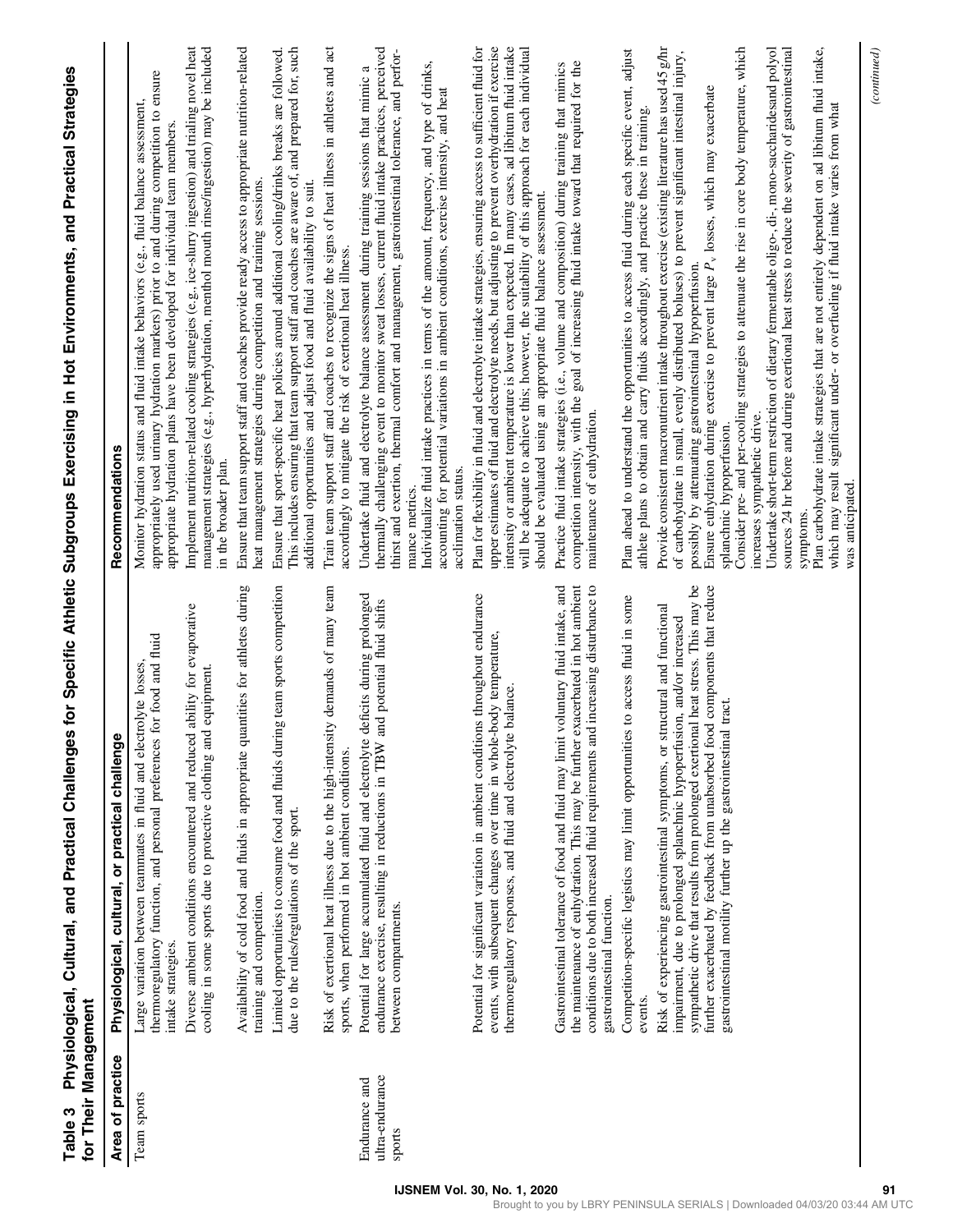**Table 3 Physiological, Cultural, and Practical Challenges for Specific Athletic Subgroups Exercising in Hot Environments, and Practical Strategies for Their Management**

| Area of practice | Physiological, cultural, or practical challenge | Recommendations |
|---|---|---|
| Team sports | Large variation between teammates in fluid and electrolyte losses, thermoregulatory function, and personal preferences for food and fluid intake strategies. | Monitor hydration status and fluid intake behaviors (e.g., fluid balance assessment, appropriately used urinary hydration markers) prior to and during competition to ensure appropriate hydration plans have been developed for individual team members. |
| | Diverse ambient conditions encountered and reduced ability for evaporative cooling in some sports due to protective clothing and equipment. | Implement nutrition-related cooling strategies (e.g., ice-slurry ingestion) and trialing novel heat management strategies (e.g., hyperhydration, menthol mouth rinse/ingestion) may be included in the broader plan. |
| | Availability of cold food and fluids in appropriate quantities for athletes during training and competition. | Ensure that team support staff and coaches provide ready access to appropriate nutrition-related heat management strategies during competition and training sessions. |
| | Limited opportunities to consume food and fluids during team sports competition due to the rules/regulations of the sport. | Ensure that sport-specific heat policies around additional cooling/drinks breaks are followed. This includes ensuring that team support staff and coaches are aware of, and prepared for, such additional opportunities and adjust food and fluid availability to suit. |
| | Risk of exertional heat illness due to the high-intensity demands of many team sports, when performed in hot ambient conditions. | Train team support staff and coaches to recognize the signs of heat illness in athletes and act accordingly to mitigate the risk of exertional heat illness. |
| Endurance and ultra-endurance sports | Potential for large accumulated fluid and electrolyte deficits during prolonged endurance exercise, resulting in reductions in TBW and potential fluid shifts between compartments. | Undertake fluid and electrolyte balance assessment during training sessions that mimic a thermally challenging event to monitor sweat losses, current fluid intake practices, perceived thirst and exertion, thermal comfort and management, gastrointestinal tolerance, and performance metrics.<br>Individualize fluid intake practices in terms of the amount, frequency, and type of drinks, accounting for potential variations in ambient conditions, exercise intensity, and heat acclimation status. |
| | Potential for significant variation in ambient conditions throughout endurance events, with subsequent changes over time in whole-body temperature, thermoregulatory responses, and fluid and electrolyte balance. | Plan for flexibility in fluid and electrolyte intake strategies, ensuring access to sufficient fluid for upper estimates of fluid and electrolyte needs, but adjusting to prevent overhydration if exercise intensity or ambient temperature is lower than expected. In many cases, ad libitum fluid intake will be adequate to achieve this; however, the suitability of this approach for each individual should be evaluated using an appropriate fluid balance assessment. |
| | Gastrointestinal tolerance of food and fluid may limit voluntary fluid intake, and the maintenance of euhydration. This may be further exacerbated in hot ambient conditions due to both increased fluid requirements and increasing disturbance to gastrointestinal function. | Practice fluid intake strategies (i.e., volume and composition) during training that mimics competition intensity, with the goal of increasing fluid intake toward that required for the maintenance of euhydration. |
| | Competition-specific logistics may limit opportunities to access fluid in some events. | Plan ahead to understand the opportunities to access fluid during each specific event, adjust athlete plans to obtain and carry fluids accordingly, and practice these in training. |
| | Risk of experiencing gastrointestinal symptoms, or structural and functional impairment, due to prolonged splanchnic hypoperfusion, and/or increased sympathetic drive that results from prolonged exertional heat stress. This may be further exacerbated by feedback from unabsorbed food components that reduce gastrointestinal motility further up the gastrointestinal tract. | Provide consistent macronutrient intake throughout exercise (existing literature has used 45 g/hr of carbohydrate in small, evenly distributed boluses) to prevent significant intestinal injury, possibly by attenuating gastrointestinal hypoperfusion.<br>Ensure euhydration during exercise to prevent large $P_v$ losses, which may exacerbate splanchnic hypoperfusion.<br>Consider pre- and per-cooling strategies to attenuate the rise in core body temperature, which increases sympathetic drive.<br>Undertake short-term restriction of dietary fermentable oligo-, di-, mono-saccharidesand polyol sources 24 hr before and during exertional heat stress to reduce the severity of gastrointestinal symptoms.<br>Plan carbohydrate intake strategies that are not entirely dependent on ad libitum fluid intake, which may result significant under- or overfueling if fluid intake varies from what was anticipated. |

*(continued)*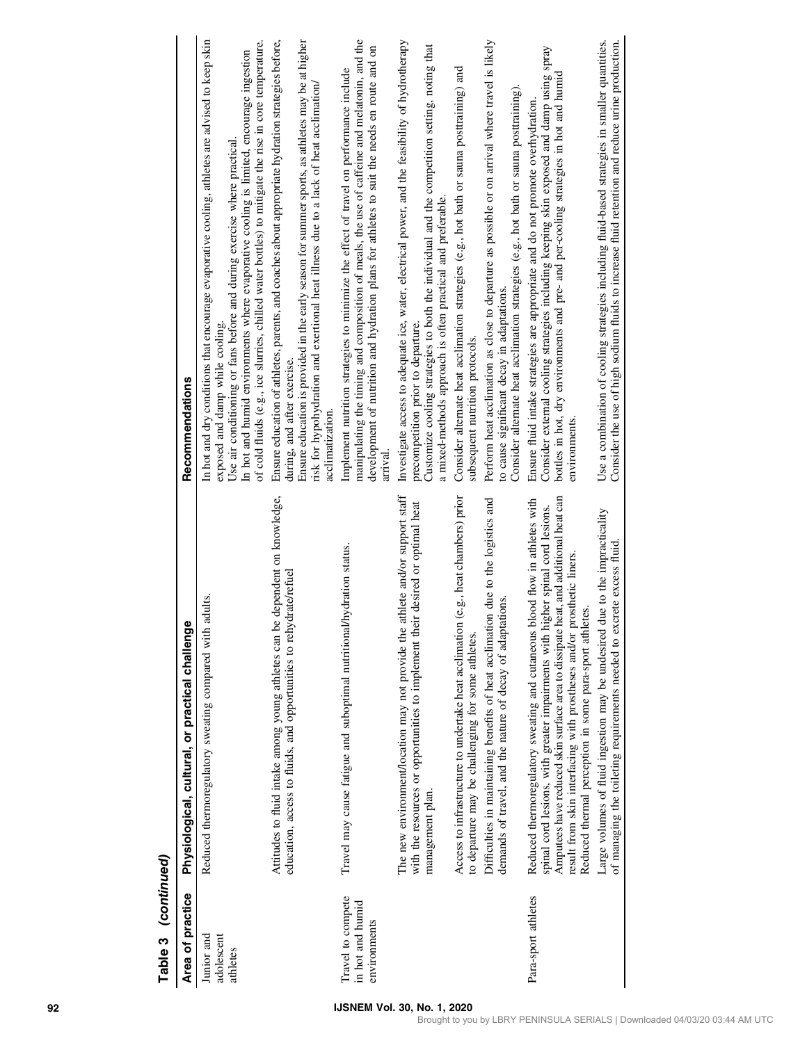**Table 3 (continued)**

| Area of practice | Physiological, cultural, or practical challenge | Recommendations |
|---|---|---|
| Junior and adolescent athletes | Reduced thermoregulatory sweating compared with adults. | In hot and dry conditions that encourage evaporative cooling, athletes are advised to keep skin exposed and damp while cooling.<br>Use air conditioning or fans before and during exercise where practical.<br>In hot and humid environments where evaporative cooling is limited, encourage ingestion of cold fluids (e.g., ice slurries, chilled water bottles) to mitigate the rise in core temperature. |
| | Attitudes to fluid intake among young athletes can be dependent on knowledge, education, access to fluids, and opportunities to rehydrate/refuel | Ensure education of athletes, parents, and coaches about appropriate hydration strategies before, during, and after exercise.<br>Ensure education is provided in the early season for summer sports, as athletes may be at higher risk for hypohydration and exertional heat illness due to a lack of heat acclimation/acclimatization. |
| Travel to compete in hot and humid environments | Travel may cause fatigue and suboptimal nutritional/hydration status. | Implement nutrition strategies to minimize the effect of travel on performance include manipulating the timing and composition of meals, the use of caffeine and melatonin, and the development of nutrition and hydration plans for athletes to suit the needs en route and on arrival. |
| | The new environment/location may not provide the athlete and/or support staff with the resources or opportunities to implement their desired or optimal heat management plan. | Investigate access to adequate ice, water, electrical power, and the feasibility of hydrotherapy precompetition prior to departure.<br>Customize cooling strategies to both the individual and the competition setting, noting that a mixed-methods approach is often practical and preferable. |
| | Access to infrastructure to undertake heat acclimation (e.g., heat chambers) prior to departure may be challenging for some athletes. | Consider alternate heat acclimation strategies (e.g., hot bath or sauna posttraining) and subsequent nutrition protocols. |
| | Difficulties in maintaining benefits of heat acclimation due to the logistics and demands of travel, and the nature of decay of adaptations. | Perform heat acclimation as close to departure as possible or on arrival where travel is likely to cause significant decay in adaptations.<br>Consider alternate heat acclimation strategies (e.g., hot bath or sauna posttraining). |
| Para-sport athletes | Reduced thermoregulatory sweating and cutaneous blood flow in athletes with spinal cord lesions, with greater impairments with higher spinal cord lesions.<br>Amputees have reduced skin surface area to dissipate heat, and additional heat can result from skin interfacing with prostheses and/or prosthetic liners.<br>Reduced thermal perception in some para-sport athletes. | Ensure fluid intake strategies are appropriate and do not promote overhydration.<br>Consider external cooling strategies including keeping skin exposed and damp using spray bottles in hot, dry environments and pre- and per-cooling strategies in hot and humid environments. |
| | Large volumes of fluid ingestion may be undesired due to the impracticality of managing the toileting requirements needed to excrete excess fluid. | Use a combination of cooling strategies including fluid-based strategies in smaller quantities.<br>Consider the use of high sodium fluids to increase fluid retention and reduce urine production. |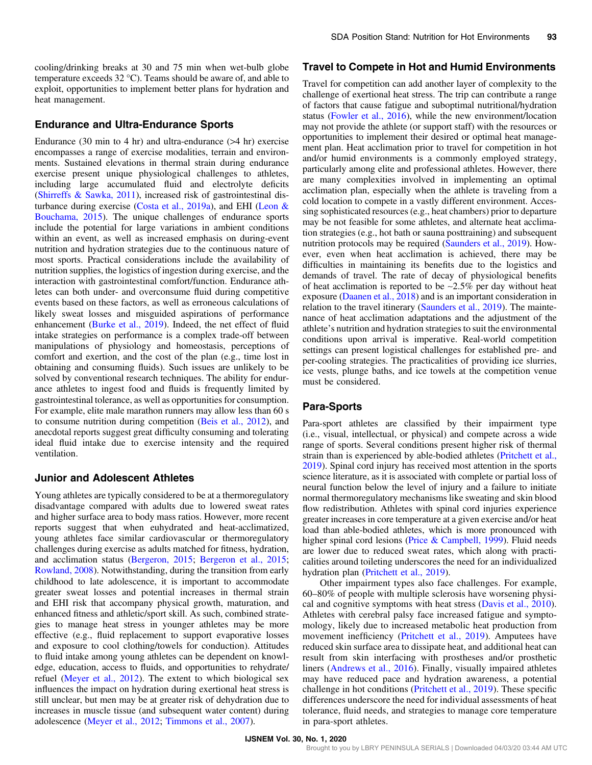cooling/drinking breaks at 30 and 75 min when wet-bulb globe temperature exceeds 32 °C). Teams should be aware of, and able to exploit, opportunities to implement better plans for hydration and heat management.

## Endurance and Ultra-Endurance Sports

Endurance (30 min to 4 hr) and ultra-endurance (>4 hr) exercise encompasses a range of exercise modalities, terrain and environments. Sustained elevations in thermal strain during endurance exercise present unique physiological challenges to athletes, including large accumulated fluid and electrolyte deficits (Shirreffs & Sawka, 2011), increased risk of gastrointestinal disturbance during exercise (Costa et al., 2019a), and EHI (Leon & Bouchama, 2015). The unique challenges of endurance sports include the potential for large variations in ambient conditions within an event, as well as increased emphasis on during-event nutrition and hydration strategies due to the continuous nature of most sports. Practical considerations include the availability of nutrition supplies, the logistics of ingestion during exercise, and the interaction with gastrointestinal comfort/function. Endurance athletes can both under- and overconsume fluid during competitive events based on these factors, as well as erroneous calculations of likely sweat losses and misguided aspirations of performance enhancement (Burke et al., 2019). Indeed, the net effect of fluid intake strategies on performance is a complex trade-off between manipulations of physiology and homeostasis, perceptions of comfort and exertion, and the cost of the plan (e.g., time lost in obtaining and consuming fluids). Such issues are unlikely to be solved by conventional research techniques. The ability for endurance athletes to ingest food and fluids is frequently limited by gastrointestinal tolerance, as well as opportunities for consumption. For example, elite male marathon runners may allow less than 60 s to consume nutrition during competition (Beis et al., 2012), and anecdotal reports suggest great difficulty consuming and tolerating ideal fluid intake due to exercise intensity and the required ventilation.

## Junior and Adolescent Athletes

Young athletes are typically considered to be at a thermoregulatory disadvantage compared with adults due to lowered sweat rates and higher surface area to body mass ratios. However, more recent reports suggest that when euhydrated and heat-acclimatized, young athletes face similar cardiovascular or thermoregulatory challenges during exercise as adults matched for fitness, hydration, and acclimation status (Bergeron, 2015; Bergeron et al., 2015; Rowland, 2008). Notwithstanding, during the transition from early childhood to late adolescence, it is important to accommodate greater sweat losses and potential increases in thermal strain and EHI risk that accompany physical growth, maturation, and enhanced fitness and athletic/sport skill. As such, combined strategies to manage heat stress in younger athletes may be more effective (e.g., fluid replacement to support evaporative losses and exposure to cool clothing/towels for conduction). Attitudes to fluid intake among young athletes can be dependent on knowledge, education, access to fluids, and opportunities to rehydrate/refuel (Meyer et al., 2012). The extent to which biological sex influences the impact on hydration during exertional heat stress is still unclear, but men may be at greater risk of dehydration due to increases in muscle tissue (and subsequent water content) during adolescence (Meyer et al., 2012; Timmons et al., 2007).

## Travel to Compete in Hot and Humid Environments

Travel for competition can add another layer of complexity to the challenge of exertional heat stress. The trip can contribute a range of factors that cause fatigue and suboptimal nutritional/hydration status (Fowler et al., 2016), while the new environment/location may not provide the athlete (or support staff) with the resources or opportunities to implement their desired or optimal heat management plan. Heat acclimation prior to travel for competition in hot and/or humid environments is a commonly employed strategy, particularly among elite and professional athletes. However, there are many complexities involved in implementing an optimal acclimation plan, especially when the athlete is traveling from a cold location to compete in a vastly different environment. Accessing sophisticated resources (e.g., heat chambers) prior to departure may be not feasible for some athletes, and alternate heat acclimation strategies (e.g., hot bath or sauna posttraining) and subsequent nutrition protocols may be required (Saunders et al., 2019). However, even when heat acclimation is achieved, there may be difficulties in maintaining its benefits due to the logistics and demands of travel. The rate of decay of physiological benefits of heat acclimation is reported to be ~2.5% per day without heat exposure (Daanen et al., 2018) and is an important consideration in relation to the travel itinerary (Saunders et al., 2019). The maintenance of heat acclimation adaptations and the adjustment of the athlete's nutrition and hydration strategies to suit the environmental conditions upon arrival is imperative. Real-world competition settings can present logistical challenges for established pre- and per-cooling strategies. The practicalities of providing ice slurries, ice vests, plunge baths, and ice towels at the competition venue must be considered.

## Para-Sports

Para-sport athletes are classified by their impairment type (i.e., visual, intellectual, or physical) and compete across a wide range of sports. Several conditions present higher risk of thermal strain than is experienced by able-bodied athletes (Pritchett et al., 2019). Spinal cord injury has received most attention in the sports science literature, as it is associated with complete or partial loss of neural function below the level of injury and a failure to initiate normal thermoregulatory mechanisms like sweating and skin blood flow redistribution. Athletes with spinal cord injuries experience greater increases in core temperature at a given exercise and/or heat load than able-bodied athletes, which is more pronounced with higher spinal cord lesions (Price & Campbell, 1999). Fluid needs are lower due to reduced sweat rates, which along with practicalities around toileting underscores the need for an individualized hydration plan (Pritchett et al., 2019).

Other impairment types also face challenges. For example, 60–80% of people with multiple sclerosis have worsening physical and cognitive symptoms with heat stress (Davis et al., 2010). Athletes with cerebral palsy face increased fatigue and symptomology, likely due to increased metabolic heat production from movement inefficiency (Pritchett et al., 2019). Amputees have reduced skin surface area to dissipate heat, and additional heat can result from skin interfacing with prostheses and/or prosthetic liners (Andrews et al., 2016). Finally, visually impaired athletes may have reduced pace and hydration awareness, a potential challenge in hot conditions (Pritchett et al., 2019). These specific differences underscore the need for individual assessments of heat tolerance, fluid needs, and strategies to manage core temperature in para-sport athletes.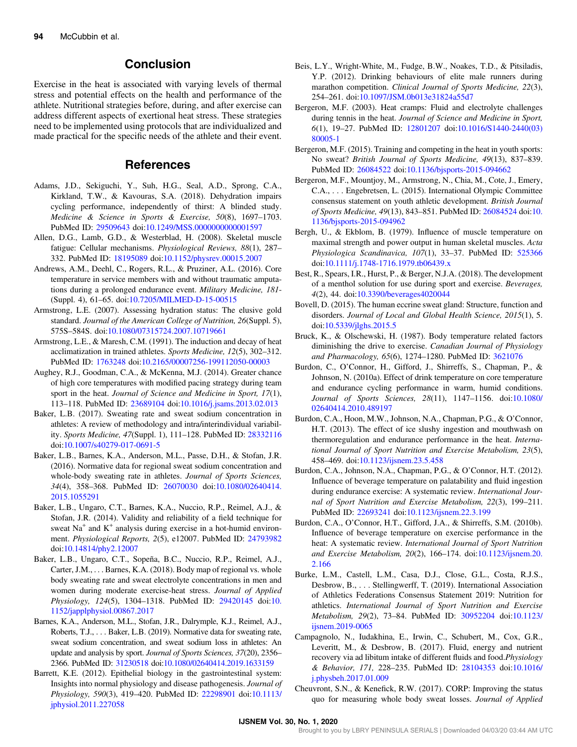## Conclusion

Exercise in the heat is associated with varying levels of thermal stress and potential effects on the health and performance of the athlete. Nutritional strategies before, during, and after exercise can address different aspects of exertional heat stress. These strategies need to be implemented using protocols that are individualized and made practical for the specific needs of the athlete and their event.

## References

Adams, J.D., Sekiguchi, Y., Suh, H.G., Seal, A.D., Sprong, C.A., Kirkland, T.W., & Kavouras, S.A. (2018). Dehydration impairs cycling performance, independently of thirst: A blinded study. *Medicine & Science in Sports & Exercise, 50*(8), 1697–1703. PubMed ID: 29509643 doi:10.1249/MSS.0000000000001597

Allen, D.G., Lamb, G.D., & Westerblad, H. (2008). Skeletal muscle fatigue: Cellular mechanisms. *Physiological Reviews, 88*(1), 287–332. PubMed ID: 18195089 doi:10.1152/physrev.00015.2007

Andrews, A.M., Deehl, C., Rogers, R.L., & Pruziner, A.L. (2016). Core temperature in service members with and without traumatic amputations during a prolonged endurance event. *Military Medicine, 181*-(Suppl. 4), 61–65. doi:10.7205/MILMED-D-15-00515

Armstrong, L.E. (2007). Assessing hydration status: The elusive gold standard. *Journal of the American College of Nutrition, 26*(Suppl. 5), 575S–584S. doi:10.1080/07315724.2007.10719661

Armstrong, L.E., & Maresh, C.M. (1991). The induction and decay of heat acclimatization in trained athletes. *Sports Medicine, 12*(5), 302–312. PubMed ID: 1763248 doi:10.2165/00007256-199112050-00003

Aughey, R.J., Goodman, C.A., & McKenna, M.J. (2014). Greater chance of high core temperatures with modified pacing strategy during team sport in the heat. *Journal of Science and Medicine in Sport, 17*(1), 113–118. PubMed ID: 23689104 doi:10.1016/j.jsams.2013.02.013

Baker, L.B. (2017). Sweating rate and sweat sodium concentration in athletes: A review of methodology and intra/interindividual variability. *Sports Medicine, 47*(Suppl. 1), 111–128. PubMed ID: 28332116 doi:10.1007/s40279-017-0691-5

Baker, L.B., Barnes, K.A., Anderson, M.L., Passe, D.H., & Stofan, J.R. (2016). Normative data for regional sweat sodium concentration and whole-body sweating rate in athletes. *Journal of Sports Sciences, 34*(4), 358–368. PubMed ID: 26070030 doi:10.1080/02640414.2015.1055291

Baker, L.B., Ungaro, C.T., Barnes, K.A., Nuccio, R.P., Reimel, A.J., & Stofan, J.R. (2014). Validity and reliability of a field technique for sweat $Na^+$ and $K^+$ analysis during exercise in a hot-humid environment. *Physiological Reports, 2*(5), e12007. PubMed ID: 24793982 doi:10.14814/phy2.12007

Baker, L.B., Ungaro, C.T., Sopeña, B.C., Nuccio, R.P., Reimel, A.J., Carter, J.M., . . . Barnes, K.A. (2018). Body map of regional vs. whole body sweating rate and sweat electrolyte concentrations in men and women during moderate exercise-heat stress. *Journal of Applied Physiology, 124*(5), 1304–1318. PubMed ID: 29420145 doi:10.1152/japplphysiol.00867.2017

Barnes, K.A., Anderson, M.L., Stofan, J.R., Dalrymple, K.J., Reimel, A.J., Roberts, T.J., . . . Baker, L.B. (2019). Normative data for sweating rate, sweat sodium concentration, and sweat sodium loss in athletes: An update and analysis by sport. *Journal of Sports Sciences, 37*(20), 2356–2366. PubMed ID: 31230518 doi:10.1080/02640414.2019.1633159

Barrett, K.E. (2012). Epithelial biology in the gastrointestinal system: Insights into normal physiology and disease pathogenesis. *Journal of Physiology, 590*(3), 419–420. PubMed ID: 22298901 doi:10.1113/jphysiol.2011.227058

Beis, L.Y., Wright-White, M., Fudge, B.W., Noakes, T.D., & Pitsiladis, Y.P. (2012). Drinking behaviours of elite male runners during marathon competition. *Clinical Journal of Sports Medicine, 22*(3), 254–261. doi:10.1097/JSM.0b013e31824a55d7

Bergeron, M.F. (2003). Heat cramps: Fluid and electrolyte challenges during tennis in the heat. *Journal of Science and Medicine in Sport, 6*(1), 19–27. PubMed ID: 12801207 doi:10.1016/S1440-2440(03)80005-1

Bergeron, M.F. (2015). Training and competing in the heat in youth sports: No sweat? *British Journal of Sports Medicine, 49*(13), 837–839. PubMed ID: 26084522 doi:10.1136/bjsports-2015-094662

Bergeron, M.F., Mountjoy, M., Armstrong, N., Chia, M., Cote, J., Emery, C.A., . . . Engebretsen, L. (2015). International Olympic Committee consensus statement on youth athletic development. *British Journal of Sports Medicine, 49*(13), 843–851. PubMed ID: 26084524 doi:10.1136/bjsports-2015-094962

Bergh, U., & Ekblom, B. (1979). Influence of muscle temperature on maximal strength and power output in human skeletal muscles. *Acta Physiologica Scandinavica, 107*(1), 33–37. PubMed ID: 525366 doi:10.1111/j.1748-1716.1979.tb06439.x

Best, R., Spears, I.R., Hurst, P., & Berger, N.J.A. (2018). The development of a menthol solution for use during sport and exercise. *Beverages, 4*(2), 44. doi:10.3390/beverages4020044

Bovell, D. (2015). The human eccrine sweat gland: Structure, function and disorders. *Journal of Local and Global Health Science, 2015*(1), 5. doi:10.5339/jlghs.2015.5

Bruck, K., & Olschewski, H. (1987). Body temperature related factors diminishing the drive to exercise. *Canadian Journal of Physiology and Pharmacology, 65*(6), 1274–1280. PubMed ID: 3621076

Burdon, C., O'Connor, H., Gifford, J., Shirreffs, S., Chapman, P., & Johnson, N. (2010a). Effect of drink temperature on core temperature and endurance cycling performance in warm, humid conditions. *Journal of Sports Sciences, 28*(11), 1147–1156. doi:10.1080/02640414.2010.489197

Burdon, C.A., Hoon, M.W., Johnson, N.A., Chapman, P.G., & O'Connor, H.T. (2013). The effect of ice slushy ingestion and mouthwash on thermoregulation and endurance performance in the heat. *International Journal of Sport Nutrition and Exercise Metabolism, 23*(5), 458–469. doi:10.1123/ijsnem.23.5.458

Burdon, C.A., Johnson, N.A., Chapman, P.G., & O'Connor, H.T. (2012). Influence of beverage temperature on palatability and fluid ingestion during endurance exercise: A systematic review. *International Journal of Sport Nutrition and Exercise Metabolism, 22*(3), 199–211. PubMed ID: 22693241 doi:10.1123/ijsnem.22.3.199

Burdon, C.A., O'Connor, H.T., Gifford, J.A., & Shirreffs, S.M. (2010b). Influence of beverage temperature on exercise performance in the heat: A systematic review. *International Journal of Sport Nutrition and Exercise Metabolism, 20*(2), 166–174. doi:10.1123/ijsnem.20.2.166

Burke, L.M., Castell, L.M., Casa, D.J., Close, G.L., Costa, R.J.S., Desbrow, B., . . . Stellingwerff, T. (2019). International Association of Athletics Federations Consensus Statement 2019: Nutrition for athletics. *International Journal of Sport Nutrition and Exercise Metabolism, 29*(2), 73–84. PubMed ID: 30952204 doi:10.1123/ijsnem.2019-0065

Campagnolo, N., Iudakhina, E., Irwin, C., Schubert, M., Cox, G.R., Leveritt, M., & Desbrow, B. (2017). Fluid, energy and nutrient recovery via ad libitum intake of different fluids and food. *Physiology & Behavior, 171*, 228–235. PubMed ID: 28104353 doi:10.1016/j.physbeh.2017.01.009

Cheuvront, S.N., & Kenefick, R.W. (2017). CORP: Improving the status quo for measuring whole body sweat losses. *Journal of Applied*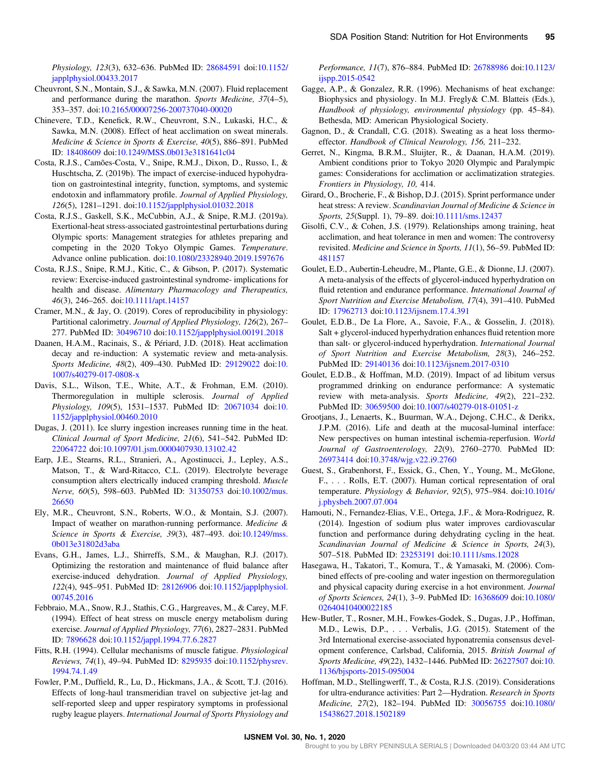*Physiology, 123*(3), 632–636. PubMed ID: 28684591 doi:10.1152/japplphysiol.00433.2017

Cheuvront, S.N., Montain, S.J., & Sawka, M.N. (2007). Fluid replacement and performance during the marathon. *Sports Medicine, 37*(4–5), 353–357. doi:10.2165/00007256-200737040-00020

Chinevere, T.D., Kenefick, R.W., Cheuvront, S.N., Lukaski, H.C., & Sawka, M.N. (2008). Effect of heat acclimation on sweat minerals. *Medicine & Science in Sports & Exercise, 40*(5), 886–891. PubMed ID: 18408609 doi:10.1249/MSS.0b013e3181641c04

Costa, R.J.S., Camões-Costa, V., Snipe, R.M.J., Dixon, D., Russo, I., & Huschtscha, Z. (2019b). The impact of exercise-induced hypohydration on gastrointestinal integrity, function, symptoms, and systemic endotoxin and inflammatory profile. *Journal of Applied Physiology, 126*(5), 1281–1291. doi:10.1152/japplphysiol.01032.2018

Costa, R.J.S., Gaskell, S.K., McCubbin, A.J., & Snipe, R.M.J. (2019a). Exertional-heat stress-associated gastrointestinal perturbations during Olympic sports: Management strategies for athletes preparing and competing in the 2020 Tokyo Olympic Games. *Temperature*. Advance online publication. doi:10.1080/23328940.2019.1597676

Costa, R.J.S., Snipe, R.M.J., Kitic, C., & Gibson, P. (2017). Systematic review: Exercise-induced gastrointestinal syndrome- implications for health and disease. *Alimentary Pharmacology and Therapeutics, 46*(3), 246–265. doi:10.1111/apt.14157

Cramer, M.N., & Jay, O. (2019). Cores of reproducibility in physiology: Partitional calorimetry. *Journal of Applied Physiology, 126*(2), 267–277. PubMed ID: 30496710 doi:10.1152/japplphysiol.00191.2018

Daanen, H.A.M., Racinais, S., & Périard, J.D. (2018). Heat acclimation decay and re-induction: A systematic review and meta-analysis. *Sports Medicine, 48*(2), 409–430. PubMed ID: 29129022 doi:10.1007/s40279-017-0808-x

Davis, S.L., Wilson, T.E., White, A.T., & Frohman, E.M. (2010). Thermoregulation in multiple sclerosis. *Journal of Applied Physiology, 109*(5), 1531–1537. PubMed ID: 20671034 doi:10.1152/japplphysiol.00460.2010

Dugas, J. (2011). Ice slurry ingestion increases running time in the heat. *Clinical Journal of Sport Medicine, 21*(6), 541–542. PubMed ID: 22064722 doi:10.1097/01.jsm.0000407930.13102.42

Earp, J.E., Stearns, R.L., Stranieri, A., Agostinucci, J., Lepley, A.S., Matson, T., & Ward-Ritacco, C.L. (2019). Electrolyte beverage consumption alters electrically induced cramping threshold. *Muscle Nerve, 60*(5), 598–603. PubMed ID: 31350753 doi:10.1002/mus.26650

Ely, M.R., Cheuvront, S.N., Roberts, W.O., & Montain, S.J. (2007). Impact of weather on marathon-running performance. *Medicine & Science in Sports & Exercise, 39*(3), 487–493. doi:10.1249/mss.0b013e31802d3aba

Evans, G.H., James, L.J., Shirreffs, S.M., & Maughan, R.J. (2017). Optimizing the restoration and maintenance of fluid balance after exercise-induced dehydration. *Journal of Applied Physiology, 122*(4), 945–951. PubMed ID: 28126906 doi:10.1152/japplphysiol.00745.2016

Febbraio, M.A., Snow, R.J., Stathis, C.G., Hargreaves, M., & Carey, M.F. (1994). Effect of heat stress on muscle energy metabolism during exercise. *Journal of Applied Physiology, 77*(6), 2827–2831. PubMed ID: 7896628 doi:10.1152/jappl.1994.77.6.2827

Fitts, R.H. (1994). Cellular mechanisms of muscle fatigue. *Physiological Reviews, 74*(1), 49–94. PubMed ID: 8295935 doi:10.1152/physrev.1994.74.1.49

Fowler, P.M., Duffield, R., Lu, D., Hickmans, J.A., & Scott, T.J. (2016). Effects of long-haul transmeridian travel on subjective jet-lag and self-reported sleep and upper respiratory symptoms in professional rugby league players. *International Journal of Sports Physiology and Performance, 11*(7), 876–884. PubMed ID: 26788986 doi:10.1123/ijspp.2015-0542

Gagge, A.P., & Gonzalez, R.R. (1996). Mechanisms of heat exchange: Biophysics and physiology. In M.J. Fregly& C.M. Blatteis (Eds.), *Handbook of physiology, environmental physiology* (pp. 45–84). Bethesda, MD: American Physiological Society.

Gagnon, D., & Crandall, C.G. (2018). Sweating as a heat loss thermoeffector. *Handbook of Clinical Neurology, 156,* 211–232.

Gerret, N., Kingma, B.R.M., Sluijter, R., & Daanan, H.A.M. (2019). Ambient conditions prior to Tokyo 2020 Olympic and Paralympic games: Considerations for acclimation or acclimatization strategies. *Frontiers in Physiology, 10,* 414.

Girard, O., Brocherie, F., & Bishop, D.J. (2015). Sprint performance under heat stress: A review. *Scandinavian Journal of Medicine & Science in Sports, 25*(Suppl. 1), 79–89. doi:10.1111/sms.12437

Gisolfi, C.V., & Cohen, J.S. (1979). Relationships among training, heat acclimation, and heat tolerance in men and women: The controversy revisited. *Medicine and Science in Sports, 11*(1), 56–59. PubMed ID: 481157

Goulet, E.D., Aubertin-Leheudre, M., Plante, G.E., & Dionne, I.J. (2007). A meta-analysis of the effects of glycerol-induced hyperhydration on fluid retention and endurance performance. *International Journal of Sport Nutrition and Exercise Metabolism, 17*(4), 391–410. PubMed ID: 17962713 doi:10.1123/ijsnem.17.4.391

Goulet, E.D.B., De La Flore, A., Savoie, F.A., & Gosselin, J. (2018). Salt + glycerol-induced hyperhydration enhances fluid retention more than salt- or glycerol-induced hyperhydration. *International Journal of Sport Nutrition and Exercise Metabolism, 28*(3), 246–252. PubMed ID: 29140136 doi:10.1123/ijsnem.2017-0310

Goulet, E.D.B., & Hoffman, M.D. (2019). Impact of ad libitum versus programmed drinking on endurance performance: A systematic review with meta-analysis. *Sports Medicine, 49*(2), 221–232. PubMed ID: 30659500 doi:10.1007/s40279-018-01051-z

Grootjans, J., Lenaerts, K., Buurman, W.A., Dejong, C.H.C., & Derikx, J.P.M. (2016). Life and death at the mucosal-luminal interface: New perspectives on human intestinal ischemia-reperfusion. *World Journal of Gastroenterology, 22*(9), 2760–2770. PubMed ID: 26973414 doi:10.3748/wjg.v22.i9.2760

Guest, S., Grabenhorst, F., Essick, G., Chen, Y., Young, M., McGlone, F., . . . Rolls, E.T. (2007). Human cortical representation of oral temperature. *Physiology & Behavior, 92*(5), 975–984. doi:10.1016/j.physbeh.2007.07.004

Hamouti, N., Fernandez-Elias, V.E., Ortega, J.F., & Mora-Rodriguez, R. (2014). Ingestion of sodium plus water improves cardiovascular function and performance during dehydrating cycling in the heat. *Scandinavian Journal of Medicine & Science in Sports, 24*(3), 507–518. PubMed ID: 23253191 doi:10.1111/sms.12028

Hasegawa, H., Takatori, T., Komura, T., & Yamasaki, M. (2006). Combined effects of pre-cooling and water ingestion on thermoregulation and physical capacity during exercise in a hot environment. *Journal of Sports Sciences, 24*(1), 3–9. PubMed ID: 16368609 doi:10.1080/02640410400022185

Hew-Butler, T., Rosner, M.H., Fowkes-Godek, S., Dugas, J.P., Hoffman, M.D., Lewis, D.P., . . . Verbalis, J.G. (2015). Statement of the 3rd International exercise-associated hyponatremia consensus development conference, Carlsbad, California, 2015. *British Journal of Sports Medicine, 49*(22), 1432–1446. PubMed ID: 26227507 doi:10.1136/bjsports-2015-095004

Hoffman, M.D., Stellingwerff, T., & Costa, R.J.S. (2019). Considerations for ultra-endurance activities: Part 2—Hydration. *Research in Sports Medicine, 27*(2), 182–194. PubMed ID: 30056755 doi:10.1080/15438627.2018.1502189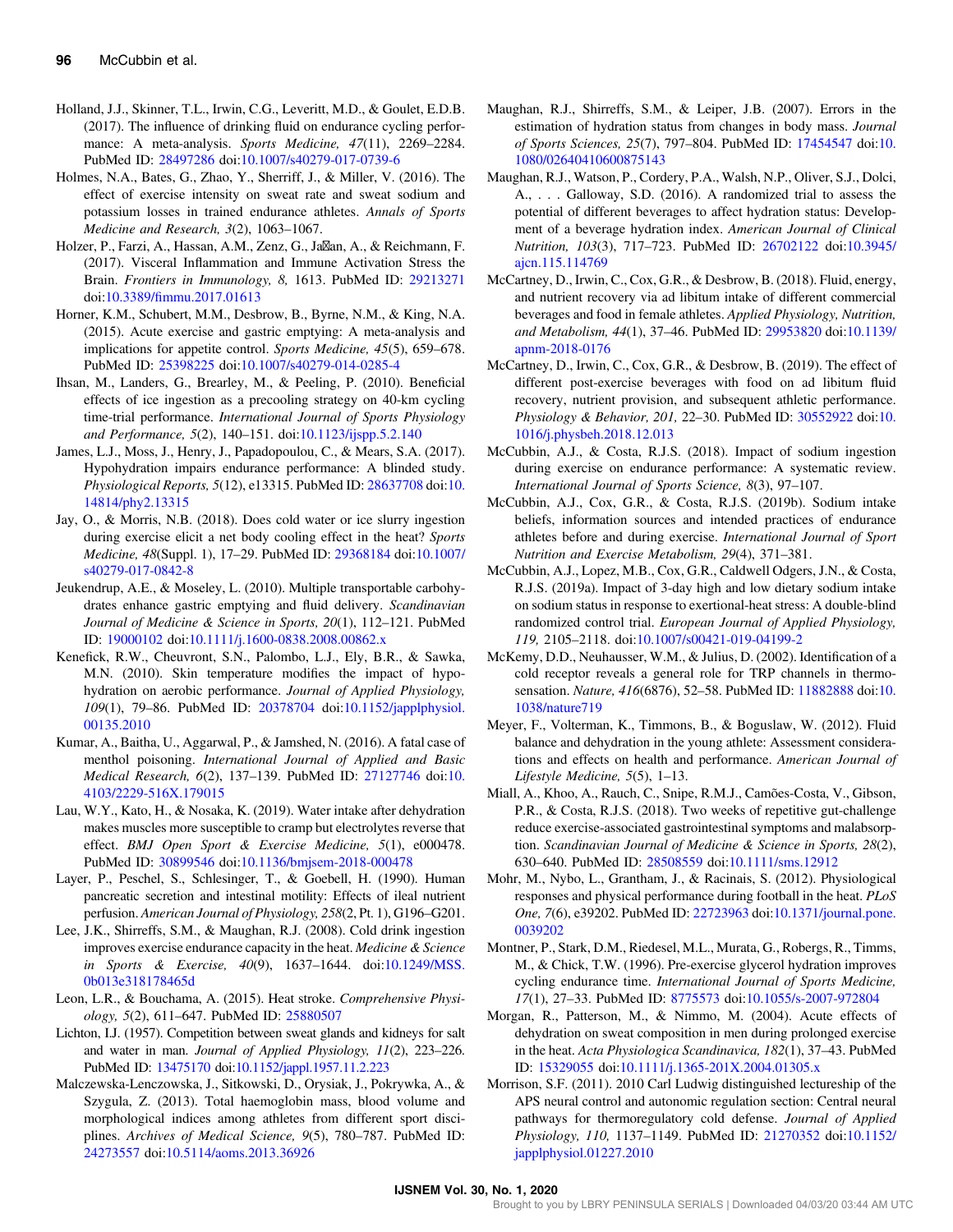Holland, J.J., Skinner, T.L., Irwin, C.G., Leveritt, M.D., & Goulet, E.D.B. (2017). The influence of drinking fluid on endurance cycling performance: A meta-analysis. *Sports Medicine, 47*(11), 2269–2284. PubMed ID: 28497286 doi:10.1007/s40279-017-0739-6

Holmes, N.A., Bates, G., Zhao, Y., Sherriff, J., & Miller, V. (2016). The effect of exercise intensity on sweat rate and sweat sodium and potassium losses in trained endurance athletes. *Annals of Sports Medicine and Research, 3*(2), 1063–1067.

Holzer, P., Farzi, A., Hassan, A.M., Zenz, G., Jačan, A., & Reichmann, F. (2017). Visceral Inflammation and Immune Activation Stress the Brain. *Frontiers in Immunology, 8,* 1613. PubMed ID: 29213271 doi:10.3389/fimmu.2017.01613

Horner, K.M., Schubert, M.M., Desbrow, B., Byrne, N.M., & King, N.A. (2015). Acute exercise and gastric emptying: A meta-analysis and implications for appetite control. *Sports Medicine, 45*(5), 659–678. PubMed ID: 25398225 doi:10.1007/s40279-014-0285-4

Ihsan, M., Landers, G., Brearley, M., & Peeling, P. (2010). Beneficial effects of ice ingestion as a precooling strategy on 40-km cycling time-trial performance. *International Journal of Sports Physiology and Performance, 5*(2), 140–151. doi:10.1123/ijspp.5.2.140

James, L.J., Moss, J., Henry, J., Papadopoulou, C., & Mears, S.A. (2017). Hypohydration impairs endurance performance: A blinded study. *Physiological Reports, 5*(12), e13315. PubMed ID: 28637708 doi:10.14814/phy2.13315

Jay, O., & Morris, N.B. (2018). Does cold water or ice slurry ingestion during exercise elicit a net body cooling effect in the heat? *Sports Medicine, 48*(Suppl. 1), 17–29. PubMed ID: 29368184 doi:10.1007/s40279-017-0842-8

Jeukendrup, A.E., & Moseley, L. (2010). Multiple transportable carbohydrates enhance gastric emptying and fluid delivery. *Scandinavian Journal of Medicine & Science in Sports, 20*(1), 112–121. PubMed ID: 19000102 doi:10.1111/j.1600-0838.2008.00862.x

Kenefick, R.W., Cheuvront, S.N., Palombo, L.J., Ely, B.R., & Sawka, M.N. (2010). Skin temperature modifies the impact of hypohydration on aerobic performance. *Journal of Applied Physiology, 109*(1), 79–86. PubMed ID: 20378704 doi:10.1152/japplphysiol.00135.2010

Kumar, A., Baitha, U., Aggarwal, P., & Jamshed, N. (2016). A fatal case of menthol poisoning. *International Journal of Applied and Basic Medical Research, 6*(2), 137–139. PubMed ID: 27127746 doi:10.4103/2229-516X.179015

Lau, W.Y., Kato, H., & Nosaka, K. (2019). Water intake after dehydration makes muscles more susceptible to cramp but electrolytes reverse that effect. *BMJ Open Sport & Exercise Medicine, 5*(1), e000478. PubMed ID: 30899546 doi:10.1136/bmjsem-2018-000478

Layer, P., Peschel, S., Schlesinger, T., & Goebell, H. (1990). Human pancreatic secretion and intestinal motility: Effects of ileal nutrient perfusion. *American Journal of Physiology, 258*(2, Pt. 1), G196–G201.

Lee, J.K., Shirreffs, S.M., & Maughan, R.J. (2008). Cold drink ingestion improves exercise endurance capacity in the heat. *Medicine & Science in Sports & Exercise, 40*(9), 1637–1644. doi:10.1249/MSS.0b013e318178465d

Leon, L.R., & Bouchama, A. (2015). Heat stroke. *Comprehensive Physiology, 5*(2), 611–647. PubMed ID: 25880507

Lichton, I.J. (1957). Competition between sweat glands and kidneys for salt and water in man. *Journal of Applied Physiology, 11*(2), 223–226. PubMed ID: 13475170 doi:10.1152/jappl.1957.11.2.223

Malczewska-Lenczowska, J., Sitkowski, D., Orysiak, J., Pokrywka, A., & Szygula, Z. (2013). Total haemoglobin mass, blood volume and morphological indices among athletes from different sport disciplines. *Archives of Medical Science, 9*(5), 780–787. PubMed ID: 24273557 doi:10.5114/aoms.2013.36926

Maughan, R.J., Shirreffs, S.M., & Leiper, J.B. (2007). Errors in the estimation of hydration status from changes in body mass. *Journal of Sports Sciences, 25*(7), 797–804. PubMed ID: 17454547 doi:10.1080/02640410600875143

Maughan, R.J., Watson, P., Cordery, P.A., Walsh, N.P., Oliver, S.J., Dolci, A., . . . Galloway, S.D. (2016). A randomized trial to assess the potential of different beverages to affect hydration status: Development of a beverage hydration index. *American Journal of Clinical Nutrition, 103*(3), 717–723. PubMed ID: 26702122 doi:10.3945/ajcn.115.114769

McCartney, D., Irwin, C., Cox, G.R., & Desbrow, B. (2018). Fluid, energy, and nutrient recovery via ad libitum intake of different commercial beverages and food in female athletes. *Applied Physiology, Nutrition, and Metabolism, 44*(1), 37–46. PubMed ID: 29953820 doi:10.1139/apnm-2018-0176

McCartney, D., Irwin, C., Cox, G.R., & Desbrow, B. (2019). The effect of different post-exercise beverages with food on ad libitum fluid recovery, nutrient provision, and subsequent athletic performance. *Physiology & Behavior, 201,* 22–30. PubMed ID: 30552922 doi:10.1016/j.physbeh.2018.12.013

McCubbin, A.J., & Costa, R.J.S. (2018). Impact of sodium ingestion during exercise on endurance performance: A systematic review. *International Journal of Sports Science, 8*(3), 97–107.

McCubbin, A.J., Cox, G.R., & Costa, R.J.S. (2019b). Sodium intake beliefs, information sources and intended practices of endurance athletes before and during exercise. *International Journal of Sport Nutrition and Exercise Metabolism, 29*(4), 371–381.

McCubbin, A.J., Lopez, M.B., Cox, G.R., Caldwell Odgers, J.N., & Costa, R.J.S. (2019a). Impact of 3-day high and low dietary sodium intake on sodium status in response to exertional-heat stress: A double-blind randomized control trial. *European Journal of Applied Physiology, 119,* 2105–2118. doi:10.1007/s00421-019-04199-2

McKemy, D.D., Neuhausser, W.M., & Julius, D. (2002). Identification of a cold receptor reveals a general role for TRP channels in thermosensation. *Nature, 416*(6876), 52–58. PubMed ID: 11882888 doi:10.1038/nature719

Meyer, F., Volterman, K., Timmons, B., & Boguslaw, W. (2012). Fluid balance and dehydration in the young athlete: Assessment considerations and effects on health and performance. *American Journal of Lifestyle Medicine, 5*(5), 1–13.

Miall, A., Khoo, A., Rauch, C., Snipe, R.M.J., Camões-Costa, V., Gibson, P.R., & Costa, R.J.S. (2018). Two weeks of repetitive gut-challenge reduce exercise-associated gastrointestinal symptoms and malabsorption. *Scandinavian Journal of Medicine & Science in Sports, 28*(2), 630–640. PubMed ID: 28508559 doi:10.1111/sms.12912

Mohr, M., Nybo, L., Grantham, J., & Racinais, S. (2012). Physiological responses and physical performance during football in the heat. *PLoS One, 7*(6), e39202. PubMed ID: 22723963 doi:10.1371/journal.pone.0039202

Montner, P., Stark, D.M., Riedesel, M.L., Murata, G., Robergs, R., Timms, M., & Chick, T.W. (1996). Pre-exercise glycerol hydration improves cycling endurance time. *International Journal of Sports Medicine, 17*(1), 27–33. PubMed ID: 8775573 doi:10.1055/s-2007-972804

Morgan, R., Patterson, M., & Nimmo, M. (2004). Acute effects of dehydration on sweat composition in men during prolonged exercise in the heat. *Acta Physiologica Scandinavica, 182*(1), 37–43. PubMed ID: 15329055 doi:10.1111/j.1365-201X.2004.01305.x

Morrison, S.F. (2011). 2010 Carl Ludwig distinguished lectureship of the APS neural control and autonomic regulation section: Central neural pathways for thermoregulatory cold defense. *Journal of Applied Physiology, 110,* 1137–1149. PubMed ID: 21270352 doi:10.1152/japplphysiol.01227.2010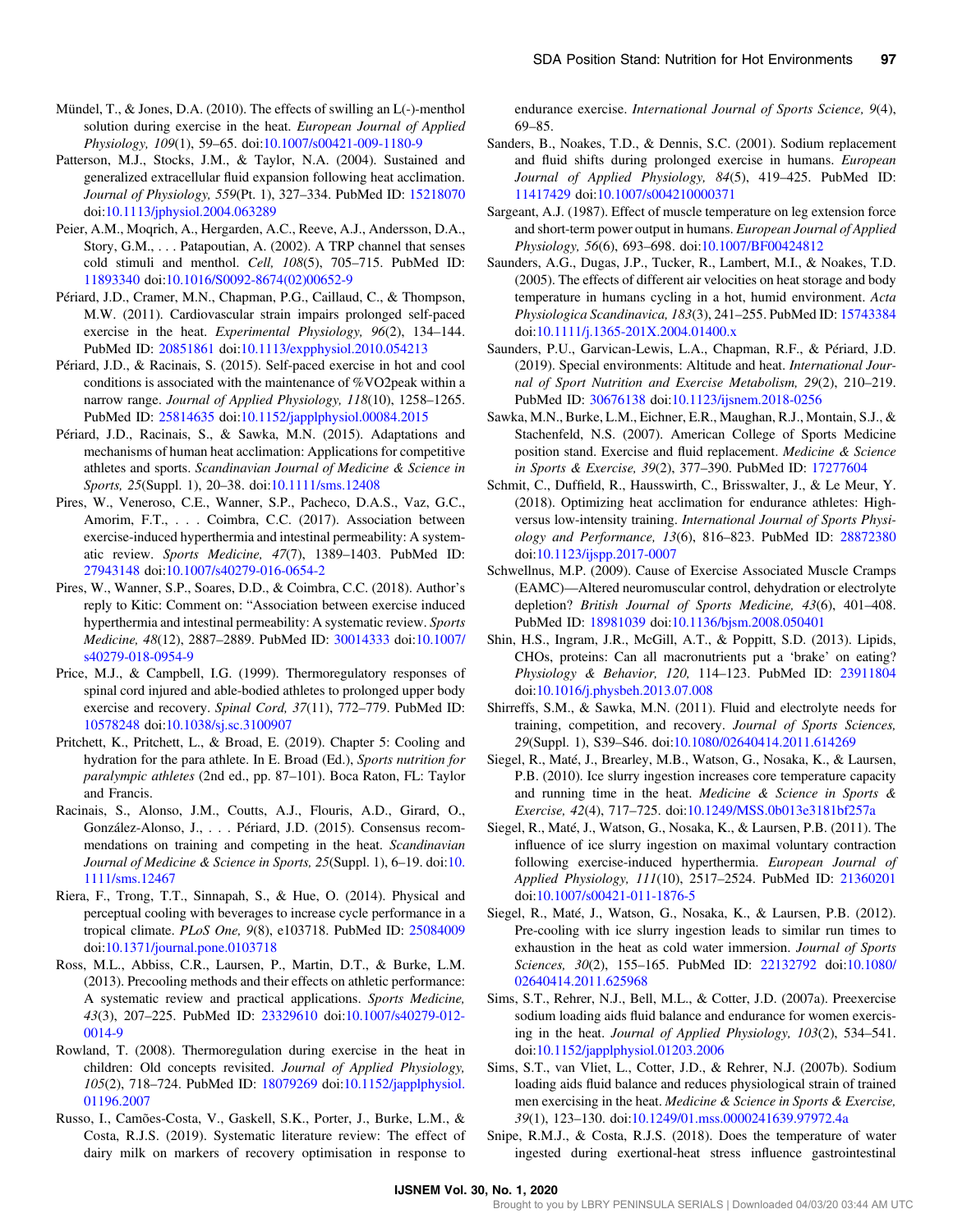Mündel, T., & Jones, D.A. (2010). The effects of swilling an L(-)-menthol solution during exercise in the heat. *European Journal of Applied Physiology, 109*(1), 59–65. doi:10.1007/s00421-009-1180-9

Patterson, M.J., Stocks, J.M., & Taylor, N.A. (2004). Sustained and generalized extracellular fluid expansion following heat acclimation. *Journal of Physiology, 559*(Pt. 1), 327–334. PubMed ID: 15218070 doi:10.1113/jphysiol.2004.063289

Peier, A.M., Moqrich, A., Hergarden, A.C., Reeve, A.J., Andersson, D.A., Story, G.M., . . . Patapoutian, A. (2002). A TRP channel that senses cold stimuli and menthol. *Cell, 108*(5), 705–715. PubMed ID: 11893340 doi:10.1016/S0092-8674(02)00652-9

Périard, J.D., Cramer, M.N., Chapman, P.G., Caillaud, C., & Thompson, M.W. (2011). Cardiovascular strain impairs prolonged self-paced exercise in the heat. *Experimental Physiology, 96*(2), 134–144. PubMed ID: 20851861 doi:10.1113/expphysiol.2010.054213

Périard, J.D., & Racinais, S. (2015). Self-paced exercise in hot and cool conditions is associated with the maintenance of %VO2peak within a narrow range. *Journal of Applied Physiology, 118*(10), 1258–1265. PubMed ID: 25814635 doi:10.1152/japplphysiol.00084.2015

Périard, J.D., Racinais, S., & Sawka, M.N. (2015). Adaptations and mechanisms of human heat acclimation: Applications for competitive athletes and sports. *Scandinavian Journal of Medicine & Science in Sports, 25*(Suppl. 1), 20–38. doi:10.1111/sms.12408

Pires, W., Veneroso, C.E., Wanner, S.P., Pacheco, D.A.S., Vaz, G.C., Amorim, F.T., . . . Coimbra, C.C. (2017). Association between exercise-induced hyperthermia and intestinal permeability: A systematic review. *Sports Medicine, 47*(7), 1389–1403. PubMed ID: 27943148 doi:10.1007/s40279-016-0654-2

Pires, W., Wanner, S.P., Soares, D.D., & Coimbra, C.C. (2018). Author's reply to Kitic: Comment on: "Association between exercise induced hyperthermia and intestinal permeability: A systematic review. *Sports Medicine, 48*(12), 2887–2889. PubMed ID: 30014333 doi:10.1007/s40279-018-0954-9

Price, M.J., & Campbell, I.G. (1999). Thermoregulatory responses of spinal cord injured and able-bodied athletes to prolonged upper body exercise and recovery. *Spinal Cord, 37*(11), 772–779. PubMed ID: 10578248 doi:10.1038/sj.sc.3100907

Pritchett, K., Pritchett, L., & Broad, E. (2019). Chapter 5: Cooling and hydration for the para athlete. In E. Broad (Ed.), *Sports nutrition for paralympic athletes* (2nd ed., pp. 87–101). Boca Raton, FL: Taylor and Francis.

Racinais, S., Alonso, J.M., Coutts, A.J., Flouris, A.D., Girard, O., González-Alonso, J., . . . Périard, J.D. (2015). Consensus recommendations on training and competing in the heat. *Scandinavian Journal of Medicine & Science in Sports, 25*(Suppl. 1), 6–19. doi:10.1111/sms.12467

Riera, F., Trong, T.T., Sinnapah, S., & Hue, O. (2014). Physical and perceptual cooling with beverages to increase cycle performance in a tropical climate. *PLoS One, 9*(8), e103718. PubMed ID: 25084009 doi:10.1371/journal.pone.0103718

Ross, M.L., Abbiss, C.R., Laursen, P., Martin, D.T., & Burke, L.M. (2013). Precooling methods and their effects on athletic performance: A systematic review and practical applications. *Sports Medicine, 43*(3), 207–225. PubMed ID: 23329610 doi:10.1007/s40279-012-0014-9

Rowland, T. (2008). Thermoregulation during exercise in the heat in children: Old concepts revisited. *Journal of Applied Physiology, 105*(2), 718–724. PubMed ID: 18079269 doi:10.1152/japplphysiol.01196.2007

Russo, I., Camões-Costa, V., Gaskell, S.K., Porter, J., Burke, L.M., & Costa, R.J.S. (2019). Systematic literature review: The effect of dairy milk on markers of recovery optimisation in response to endurance exercise. *International Journal of Sports Science, 9*(4), 69–85.

Sanders, B., Noakes, T.D., & Dennis, S.C. (2001). Sodium replacement and fluid shifts during prolonged exercise in humans. *European Journal of Applied Physiology, 84*(5), 419–425. PubMed ID: 11417429 doi:10.1007/s004210000371

Sargeant, A.J. (1987). Effect of muscle temperature on leg extension force and short-term power output in humans. *European Journal of Applied Physiology, 56*(6), 693–698. doi:10.1007/BF00424812

Saunders, A.G., Dugas, J.P., Tucker, R., Lambert, M.I., & Noakes, T.D. (2005). The effects of different air velocities on heat storage and body temperature in humans cycling in a hot, humid environment. *Acta Physiologica Scandinavica, 183*(3), 241–255. PubMed ID: 15743384 doi:10.1111/j.1365-201X.2004.01400.x

Saunders, P.U., Garvican-Lewis, L.A., Chapman, R.F., & Périard, J.D. (2019). Special environments: Altitude and heat. *International Journal of Sport Nutrition and Exercise Metabolism, 29*(2), 210–219. PubMed ID: 30676138 doi:10.1123/ijsnem.2018-0256

Sawka, M.N., Burke, L.M., Eichner, E.R., Maughan, R.J., Montain, S.J., & Stachenfeld, N.S. (2007). American College of Sports Medicine position stand. Exercise and fluid replacement. *Medicine & Science in Sports & Exercise, 39*(2), 377–390. PubMed ID: 17277604

Schmit, C., Duffield, R., Hausswirth, C., Brisswalter, J., & Le Meur, Y. (2018). Optimizing heat acclimation for endurance athletes: High- versus low-intensity training. *International Journal of Sports Physiology and Performance, 13*(6), 816–823. PubMed ID: 28872380 doi:10.1123/ijspp.2017-0007

Schwellnus, M.P. (2009). Cause of Exercise Associated Muscle Cramps (EAMC)—Altered neuromuscular control, dehydration or electrolyte depletion? *British Journal of Sports Medicine, 43*(6), 401–408. PubMed ID: 18981039 doi:10.1136/bjsm.2008.050401

Shin, H.S., Ingram, J.R., McGill, A.T., & Poppitt, S.D. (2013). Lipids, CHOs, proteins: Can all macronutrients put a 'brake' on eating? *Physiology & Behavior, 120,* 114–123. PubMed ID: 23911804 doi:10.1016/j.physbeh.2013.07.008

Shirreffs, S.M., & Sawka, M.N. (2011). Fluid and electrolyte needs for training, competition, and recovery. *Journal of Sports Sciences, 29*(Suppl. 1), S39–S46. doi:10.1080/02640414.2011.614269

Siegel, R., Maté, J., Brearley, M.B., Watson, G., Nosaka, K., & Laursen, P.B. (2010). Ice slurry ingestion increases core temperature capacity and running time in the heat. *Medicine & Science in Sports & Exercise, 42*(4), 717–725. doi:10.1249/MSS.0b013e3181bf257a

Siegel, R., Maté, J., Watson, G., Nosaka, K., & Laursen, P.B. (2011). The influence of ice slurry ingestion on maximal voluntary contraction following exercise-induced hyperthermia. *European Journal of Applied Physiology, 111*(10), 2517–2524. PubMed ID: 21360201 doi:10.1007/s00421-011-1876-5

Siegel, R., Maté, J., Watson, G., Nosaka, K., & Laursen, P.B. (2012). Pre-cooling with ice slurry ingestion leads to similar run times to exhaustion in the heat as cold water immersion. *Journal of Sports Sciences, 30*(2), 155–165. PubMed ID: 22132792 doi:10.1080/02640414.2011.625968

Sims, S.T., Rehrer, N.J., Bell, M.L., & Cotter, J.D. (2007a). Preexercise sodium loading aids fluid balance and endurance for women exercising in the heat. *Journal of Applied Physiology, 103*(2), 534–541. doi:10.1152/japplphysiol.01203.2006

Sims, S.T., van Vliet, L., Cotter, J.D., & Rehrer, N.J. (2007b). Sodium loading aids fluid balance and reduces physiological strain of trained men exercising in the heat. *Medicine & Science in Sports & Exercise, 39*(1), 123–130. doi:10.1249/01.mss.0000241639.97972.4a

Snipe, R.M.J., & Costa, R.J.S. (2018). Does the temperature of water ingested during exertional-heat stress influence gastrointestinal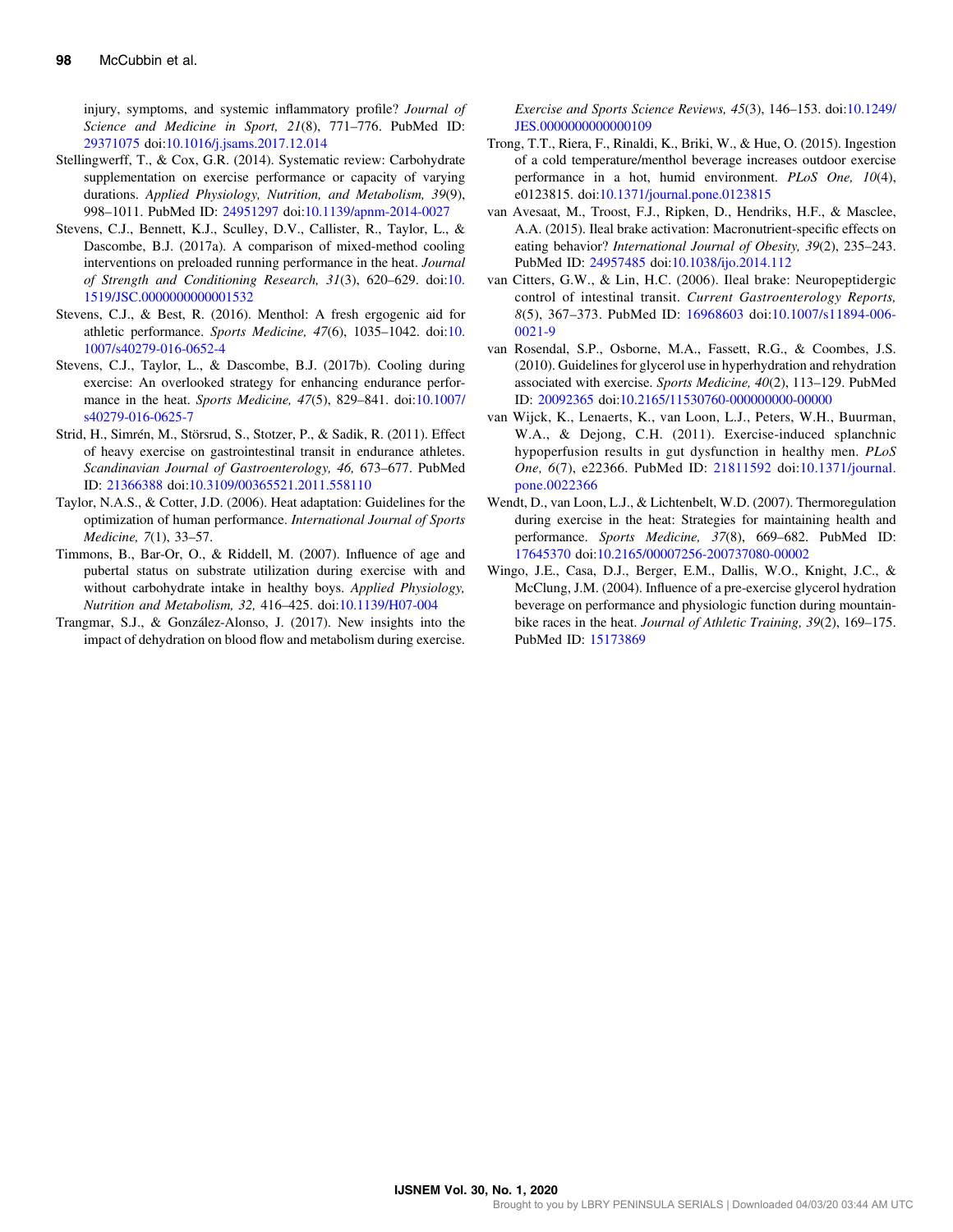injury, symptoms, and systemic inflammatory profile? *Journal of Science and Medicine in Sport, 21*(8), 771–776. PubMed ID: 29371075 doi:10.1016/j.jsams.2017.12.014

Stellingwerff, T., & Cox, G.R. (2014). Systematic review: Carbohydrate supplementation on exercise performance or capacity of varying durations. *Applied Physiology, Nutrition, and Metabolism, 39*(9), 998–1011. PubMed ID: 24951297 doi:10.1139/apnm-2014-0027

Stevens, C.J., Bennett, K.J., Sculley, D.V., Callister, R., Taylor, L., & Dascombe, B.J. (2017a). A comparison of mixed-method cooling interventions on preloaded running performance in the heat. *Journal of Strength and Conditioning Research, 31*(3), 620–629. doi:10.1519/JSC.0000000000001532

Stevens, C.J., & Best, R. (2016). Menthol: A fresh ergogenic aid for athletic performance. *Sports Medicine, 47*(6), 1035–1042. doi:10.1007/s40279-016-0652-4

Stevens, C.J., Taylor, L., & Dascombe, B.J. (2017b). Cooling during exercise: An overlooked strategy for enhancing endurance performance in the heat. *Sports Medicine, 47*(5), 829–841. doi:10.1007/s40279-016-0625-7

Strid, H., Simrén, M., Störsrud, S., Stotzer, P., & Sadik, R. (2011). Effect of heavy exercise on gastrointestinal transit in endurance athletes. *Scandinavian Journal of Gastroenterology, 46,* 673–677. PubMed ID: 21366388 doi:10.3109/00365521.2011.558110

Taylor, N.A.S., & Cotter, J.D. (2006). Heat adaptation: Guidelines for the optimization of human performance. *International Journal of Sports Medicine, 7*(1), 33–57.

Timmons, B., Bar-Or, O., & Riddell, M. (2007). Influence of age and pubertal status on substrate utilization during exercise with and without carbohydrate intake in healthy boys. *Applied Physiology, Nutrition and Metabolism, 32,* 416–425. doi:10.1139/H07-004

Trangmar, S.J., & González-Alonso, J. (2017). New insights into the impact of dehydration on blood flow and metabolism during exercise. *Exercise and Sports Science Reviews, 45*(3), 146–153. doi:10.1249/JES.0000000000000109

Trong, T.T., Riera, F., Rinaldi, K., Briki, W., & Hue, O. (2015). Ingestion of a cold temperature/menthol beverage increases outdoor exercise performance in a hot, humid environment. *PLoS One, 10*(4), e0123815. doi:10.1371/journal.pone.0123815

van Avesaat, M., Troost, F.J., Ripken, D., Hendriks, H.F., & Masclee, A.A. (2015). Ileal brake activation: Macronutrient-specific effects on eating behavior? *International Journal of Obesity, 39*(2), 235–243. PubMed ID: 24957485 doi:10.1038/ijo.2014.112

van Citters, G.W., & Lin, H.C. (2006). Ileal brake: Neuropeptidergic control of intestinal transit. *Current Gastroenterology Reports, 8*(5), 367–373. PubMed ID: 16968603 doi:10.1007/s11894-006-0021-9

van Rosendal, S.P., Osborne, M.A., Fassett, R.G., & Coombes, J.S. (2010). Guidelines for glycerol use in hyperhydration and rehydration associated with exercise. *Sports Medicine, 40*(2), 113–129. PubMed ID: 20092365 doi:10.2165/11530760-000000000-00000

van Wijck, K., Lenaerts, K., van Loon, L.J., Peters, W.H., Buurman, W.A., & Dejong, C.H. (2011). Exercise-induced splanchnic hypoperfusion results in gut dysfunction in healthy men. *PLoS One, 6*(7), e22366. PubMed ID: 21811592 doi:10.1371/journal.pone.0022366

Wendt, D., van Loon, L.J., & Lichtenbelt, W.D. (2007). Thermoregulation during exercise in the heat: Strategies for maintaining health and performance. *Sports Medicine, 37*(8), 669–682. PubMed ID: 17645370 doi:10.2165/00007256-200737080-00002

Wingo, J.E., Casa, D.J., Berger, E.M., Dallis, W.O., Knight, J.C., & McClung, J.M. (2004). Influence of a pre-exercise glycerol hydration beverage on performance and physiologic function during mountain-bike races in the heat. *Journal of Athletic Training, 39*(2), 169–175. PubMed ID: 15173869